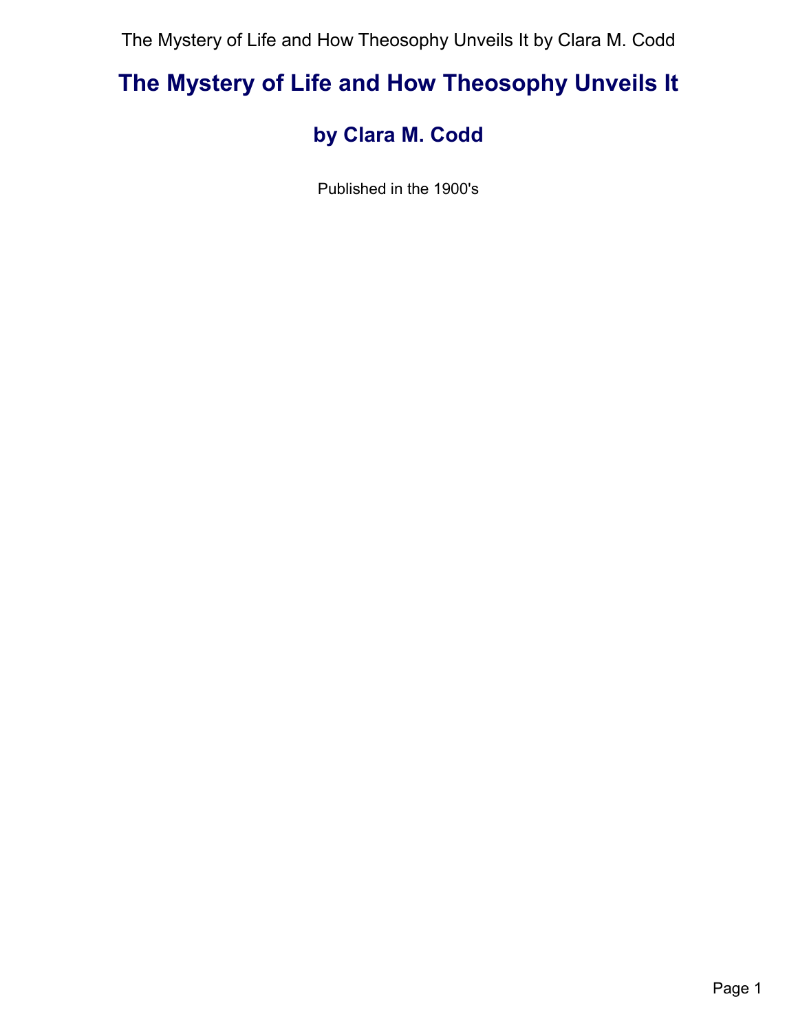# The Mystery of Life and How Theosophy Unveils It

## by Clara M. Codd

Published in the 1900's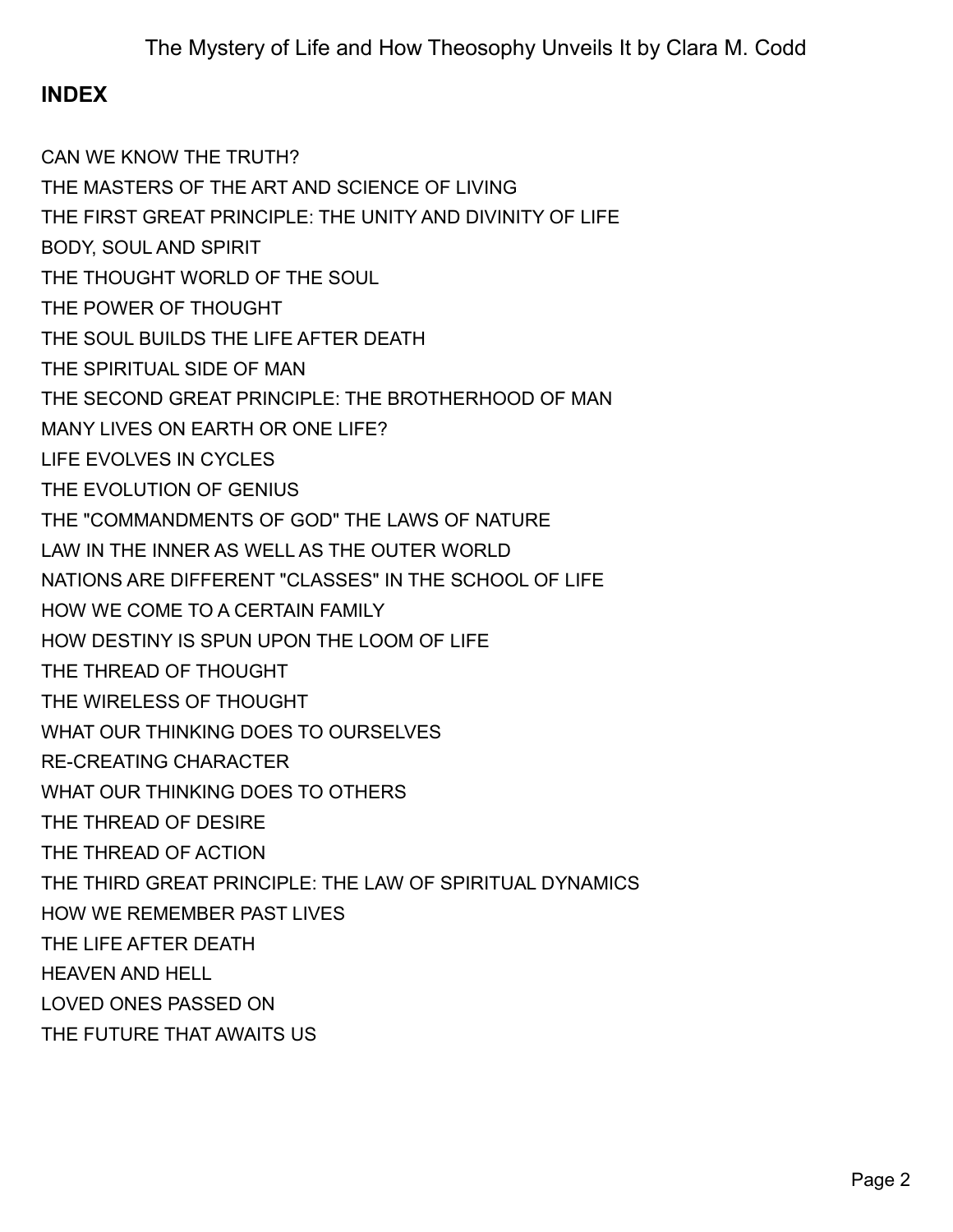## INDEX

CAN WE KNOW THE TRUTH?
THE MASTERS OF THE ART AND SCIENCE OF LIVING
THE FIRST GREAT PRINCIPLE: THE UNITY AND DIVINITY OF LIFE
BODY, SOUL AND SPIRIT
THE THOUGHT WORLD OF THE SOUL
THE POWER OF THOUGHT
THE SOUL BUILDS THE LIFE AFTER DEATH
THE SPIRITUAL SIDE OF MAN
THE SECOND GREAT PRINCIPLE: THE BROTHERHOOD OF MAN
MANY LIVES ON EARTH OR ONE LIFE?
LIFE EVOLVES IN CYCLES
THE EVOLUTION OF GENIUS
THE "COMMANDMENTS OF GOD" THE LAWS OF NATURE
LAW IN THE INNER AS WELL AS THE OUTER WORLD
NATIONS ARE DIFFERENT "CLASSES" IN THE SCHOOL OF LIFE
HOW WE COME TO A CERTAIN FAMILY
HOW DESTINY IS SPUN UPON THE LOOM OF LIFE
THE THREAD OF THOUGHT
THE WIRELESS OF THOUGHT
WHAT OUR THINKING DOES TO OURSELVES
RE-CREATING CHARACTER
WHAT OUR THINKING DOES TO OTHERS
THE THREAD OF DESIRE
THE THREAD OF ACTION
THE THIRD GREAT PRINCIPLE: THE LAW OF SPIRITUAL DYNAMICS
HOW WE REMEMBER PAST LIVES
THE LIFE AFTER DEATH
HEAVEN AND HELL
LOVED ONES PASSED ON
THE FUTURE THAT AWAITS US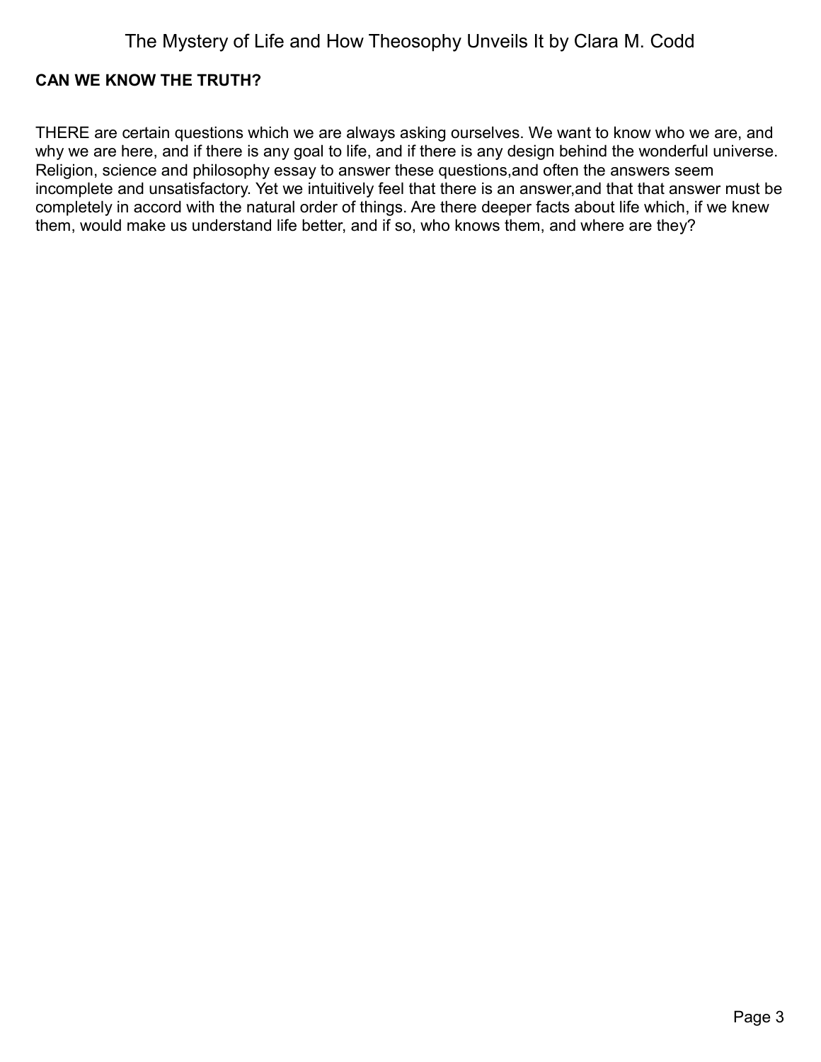## CAN WE KNOW THE TRUTH?

THERE are certain questions which we are always asking ourselves. We want to know who we are, and why we are here, and if there is any goal to life, and if there is any design behind the wonderful universe. Religion, science and philosophy essay to answer these questions,and often the answers seem incomplete and unsatisfactory. Yet we intuitively feel that there is an answer,and that that answer must be completely in accord with the natural order of things. Are there deeper facts about life which, if we knew them, would make us understand life better, and if so, who knows them, and where are they?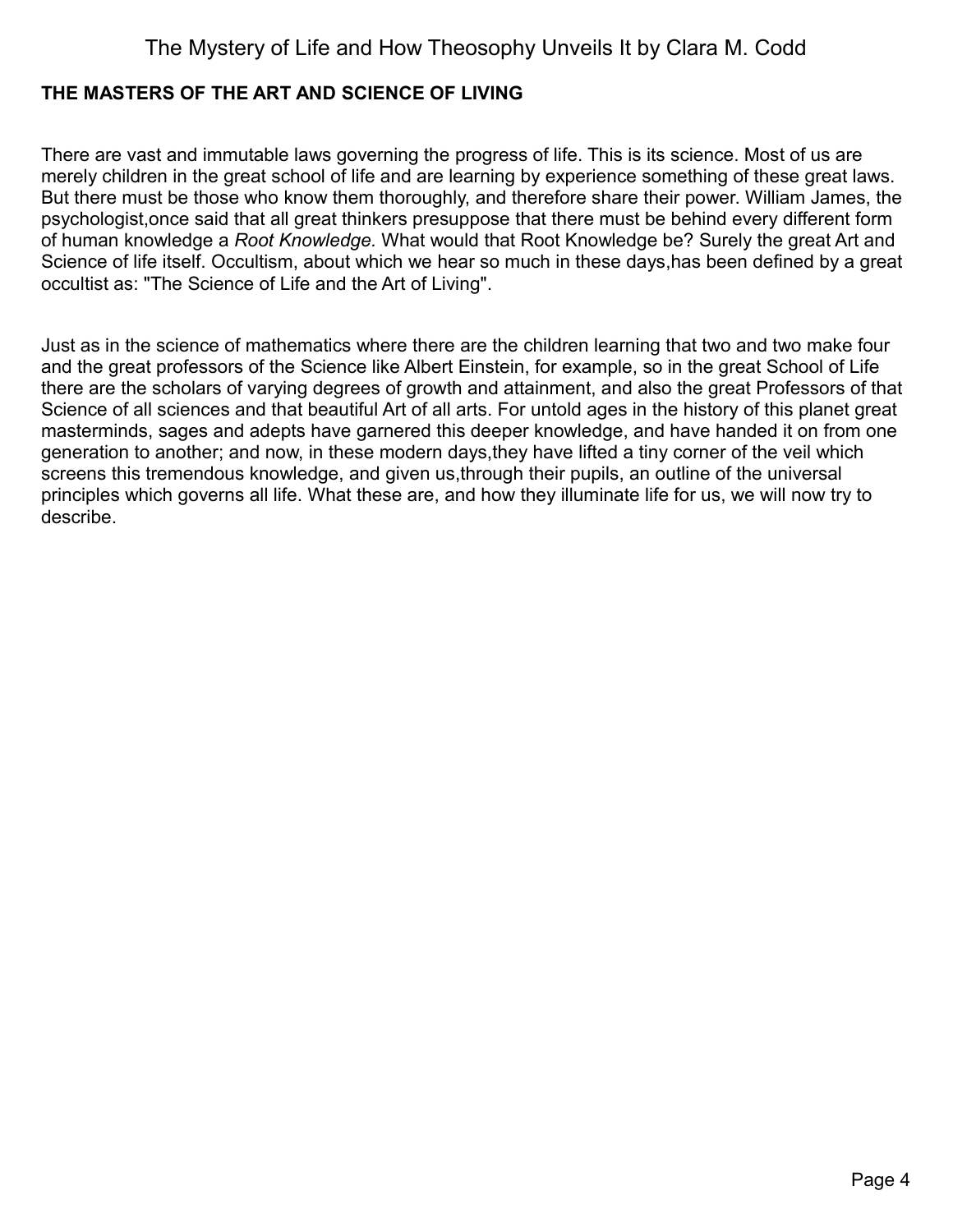## THE MASTERS OF THE ART AND SCIENCE OF LIVING

There are vast and immutable laws governing the progress of life. This is its science. Most of us are merely children in the great school of life and are learning by experience something of these great laws. But there must be those who know them thoroughly, and therefore share their power. William James, the psychologist,once said that all great thinkers presuppose that there must be behind every different form of human knowledge a *Root Knowledge.* What would that Root Knowledge be? Surely the great Art and Science of life itself. Occultism, about which we hear so much in these days,has been defined by a great occultist as: "The Science of Life and the Art of Living".

Just as in the science of mathematics where there are the children learning that two and two make four and the great professors of the Science like Albert Einstein, for example, so in the great School of Life there are the scholars of varying degrees of growth and attainment, and also the great Professors of that Science of all sciences and that beautiful Art of all arts. For untold ages in the history of this planet great masterminds, sages and adepts have garnered this deeper knowledge, and have handed it on from one generation to another; and now, in these modern days,they have lifted a tiny corner of the veil which screens this tremendous knowledge, and given us,through their pupils, an outline of the universal principles which governs all life. What these are, and how they illuminate life for us, we will now try to describe.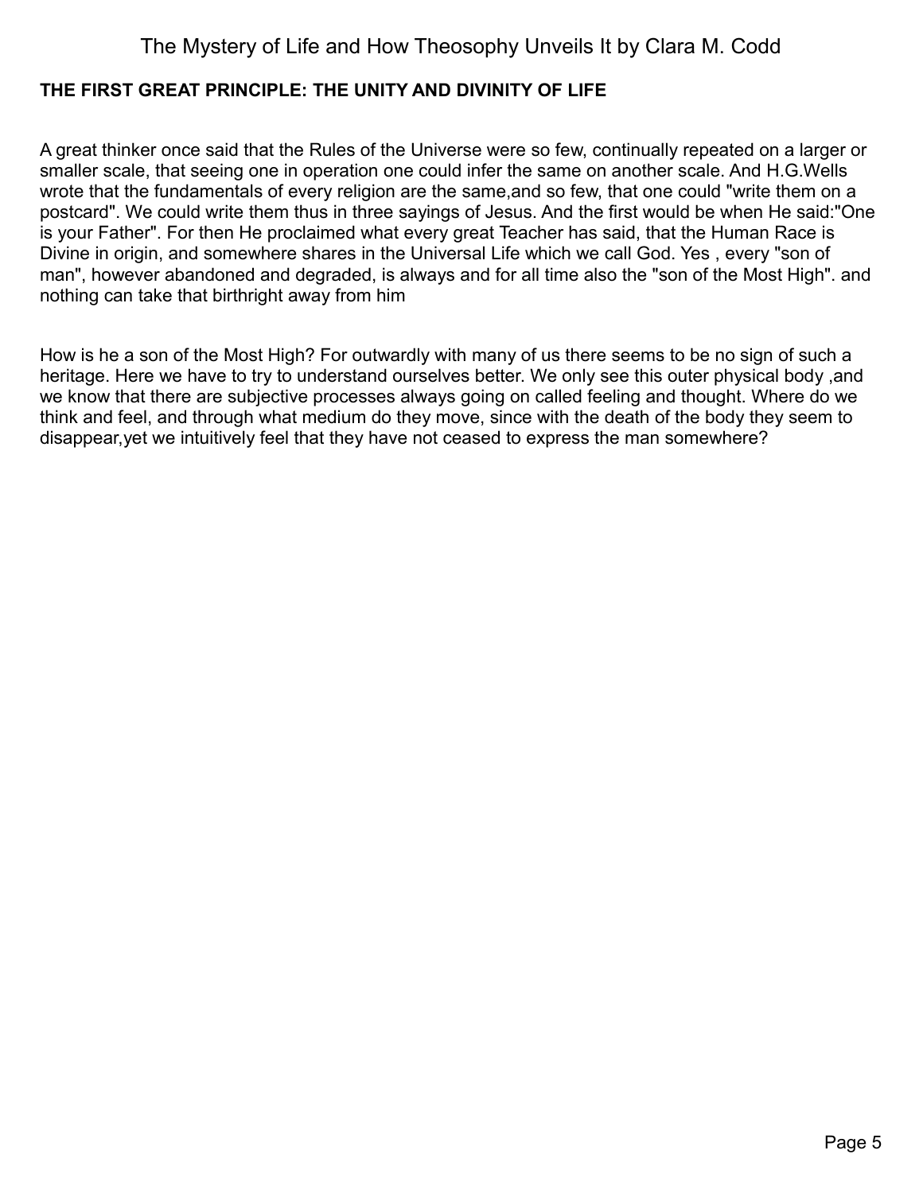## THE FIRST GREAT PRINCIPLE: THE UNITY AND DIVINITY OF LIFE

A great thinker once said that the Rules of the Universe were so few, continually repeated on a larger or smaller scale, that seeing one in operation one could infer the same on another scale. And H.G.Wells wrote that the fundamentals of every religion are the same,and so few, that one could "write them on a postcard". We could write them thus in three sayings of Jesus. And the first would be when He said:"One is your Father". For then He proclaimed what every great Teacher has said, that the Human Race is Divine in origin, and somewhere shares in the Universal Life which we call God. Yes , every "son of man", however abandoned and degraded, is always and for all time also the "son of the Most High". and nothing can take that birthright away from him

How is he a son of the Most High? For outwardly with many of us there seems to be no sign of such a heritage. Here we have to try to understand ourselves better. We only see this outer physical body ,and we know that there are subjective processes always going on called feeling and thought. Where do we think and feel, and through what medium do they move, since with the death of the body they seem to disappear,yet we intuitively feel that they have not ceased to express the man somewhere?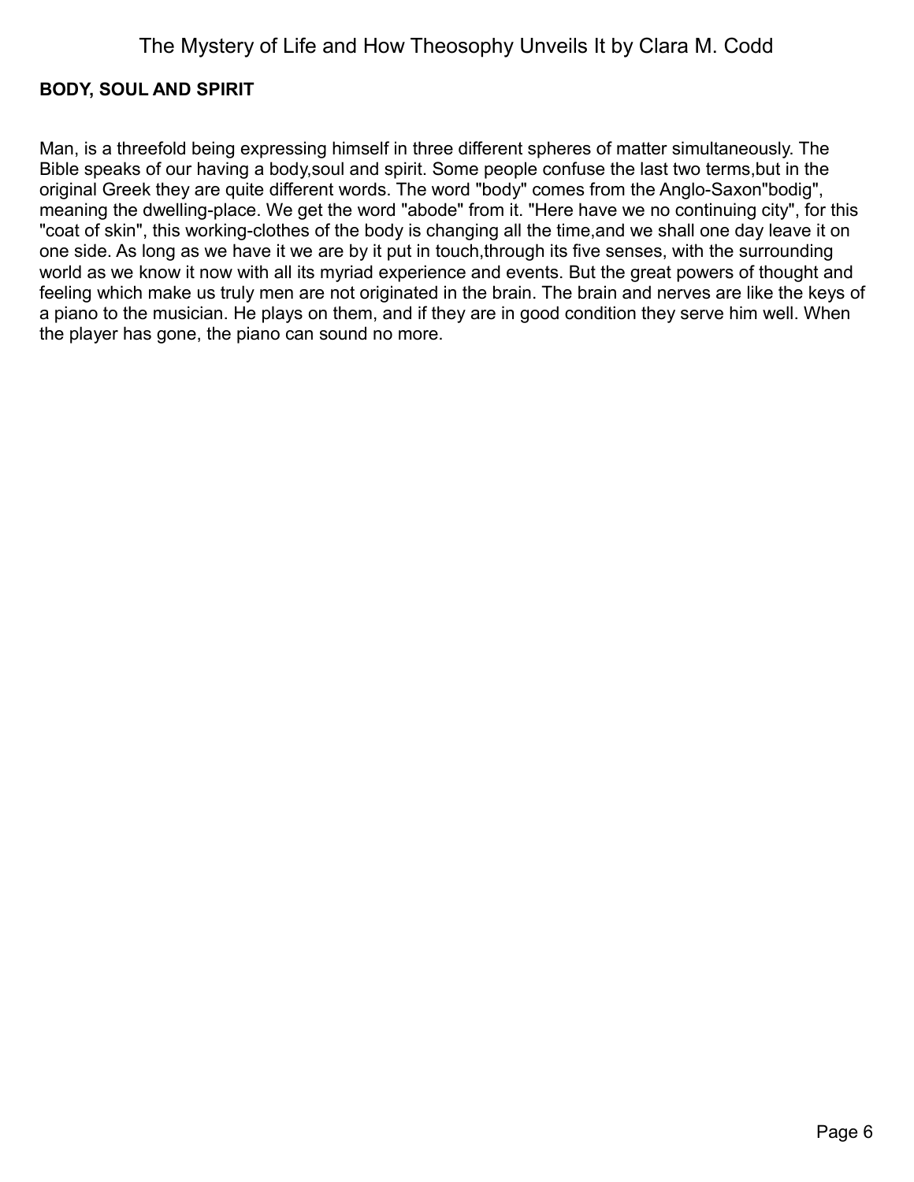## BODY, SOUL AND SPIRIT

Man, is a threefold being expressing himself in three different spheres of matter simultaneously. The Bible speaks of our having a body,soul and spirit. Some people confuse the last two terms,but in the original Greek they are quite different words. The word "body" comes from the Anglo-Saxon"bodig", meaning the dwelling-place. We get the word "abode" from it. "Here have we no continuing city", for this "coat of skin", this working-clothes of the body is changing all the time,and we shall one day leave it on one side. As long as we have it we are by it put in touch,through its five senses, with the surrounding world as we know it now with all its myriad experience and events. But the great powers of thought and feeling which make us truly men are not originated in the brain. The brain and nerves are like the keys of a piano to the musician. He plays on them, and if they are in good condition they serve him well. When the player has gone, the piano can sound no more.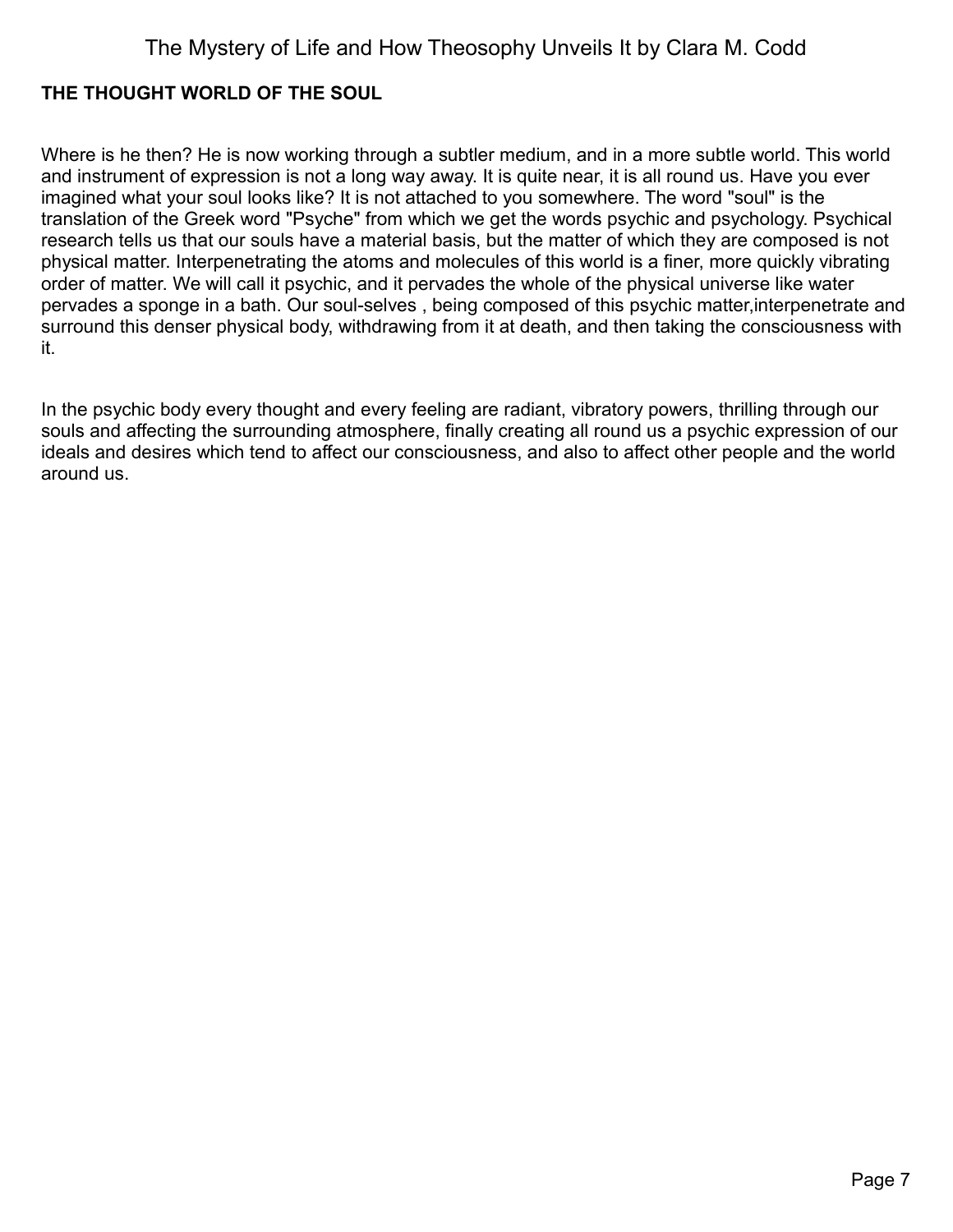## THE THOUGHT WORLD OF THE SOUL

Where is he then? He is now working through a subtler medium, and in a more subtle world. This world and instrument of expression is not a long way away. It is quite near, it is all round us. Have you ever imagined what your soul looks like? It is not attached to you somewhere. The word "soul" is the translation of the Greek word "Psyche" from which we get the words psychic and psychology. Psychical research tells us that our souls have a material basis, but the matter of which they are composed is not physical matter. Interpenetrating the atoms and molecules of this world is a finer, more quickly vibrating order of matter. We will call it psychic, and it pervades the whole of the physical universe like water pervades a sponge in a bath. Our soul-selves , being composed of this psychic matter,interpenetrate and surround this denser physical body, withdrawing from it at death, and then taking the consciousness with it.

In the psychic body every thought and every feeling are radiant, vibratory powers, thrilling through our souls and affecting the surrounding atmosphere, finally creating all round us a psychic expression of our ideals and desires which tend to affect our consciousness, and also to affect other people and the world around us.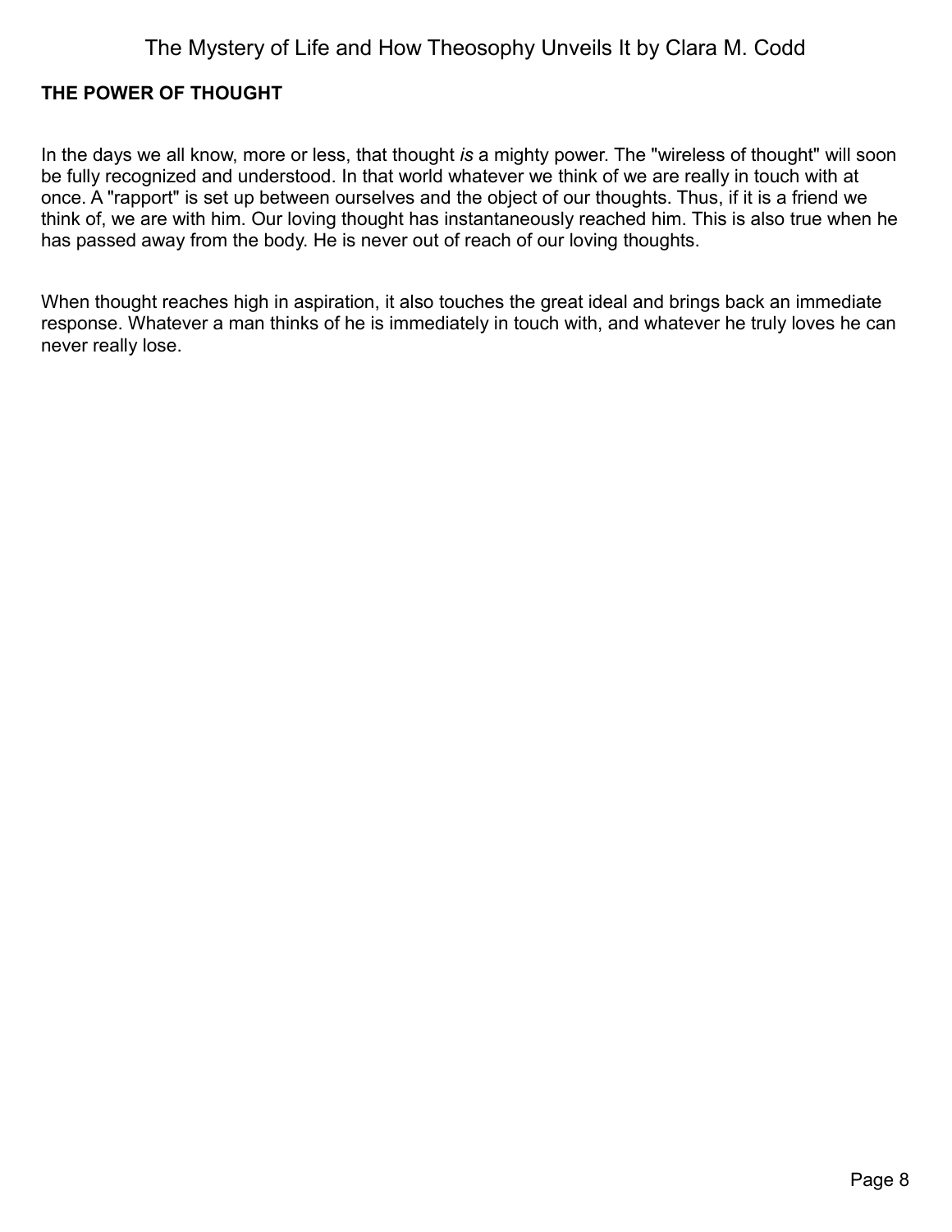## THE POWER OF THOUGHT

In the days we all know, more or less, that thought *is* a mighty power. The "wireless of thought" will soon be fully recognized and understood. In that world whatever we think of we are really in touch with at once. A "rapport" is set up between ourselves and the object of our thoughts. Thus, if it is a friend we think of, we are with him. Our loving thought has instantaneously reached him. This is also true when he has passed away from the body. He is never out of reach of our loving thoughts.

When thought reaches high in aspiration, it also touches the great ideal and brings back an immediate response. Whatever a man thinks of he is immediately in touch with, and whatever he truly loves he can never really lose.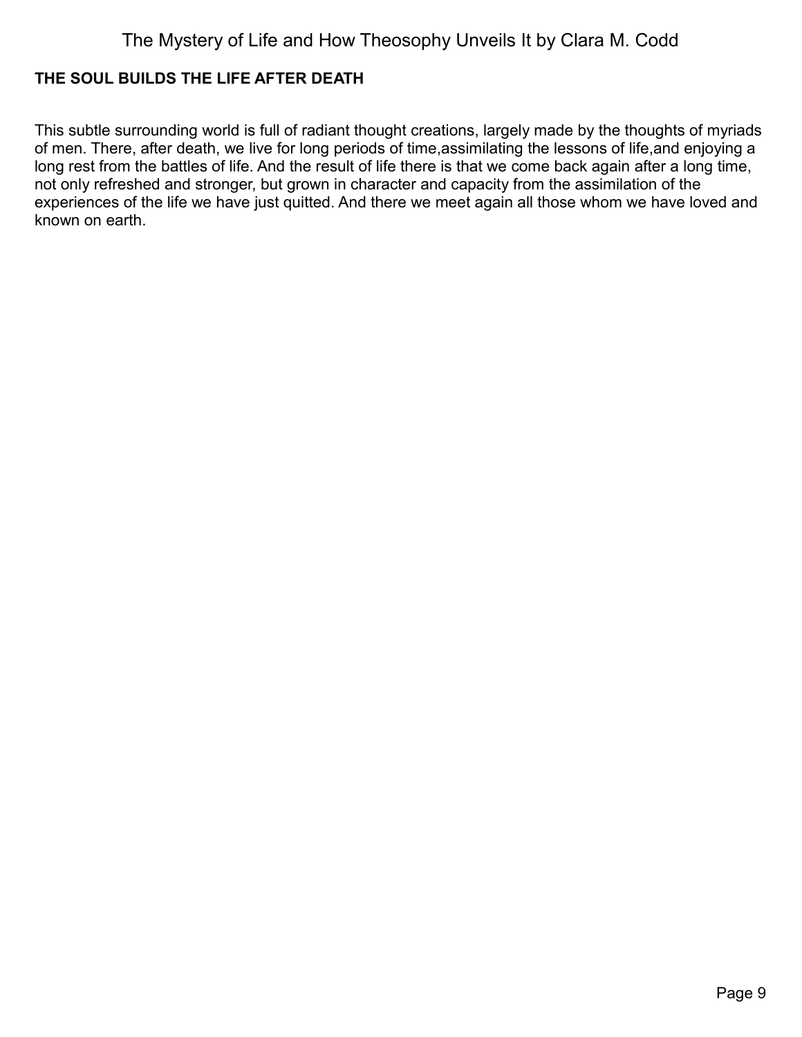## THE SOUL BUILDS THE LIFE AFTER DEATH

This subtle surrounding world is full of radiant thought creations, largely made by the thoughts of myriads of men. There, after death, we live for long periods of time,assimilating the lessons of life,and enjoying a long rest from the battles of life. And the result of life there is that we come back again after a long time, not only refreshed and stronger, but grown in character and capacity from the assimilation of the experiences of the life we have just quitted. And there we meet again all those whom we have loved and known on earth.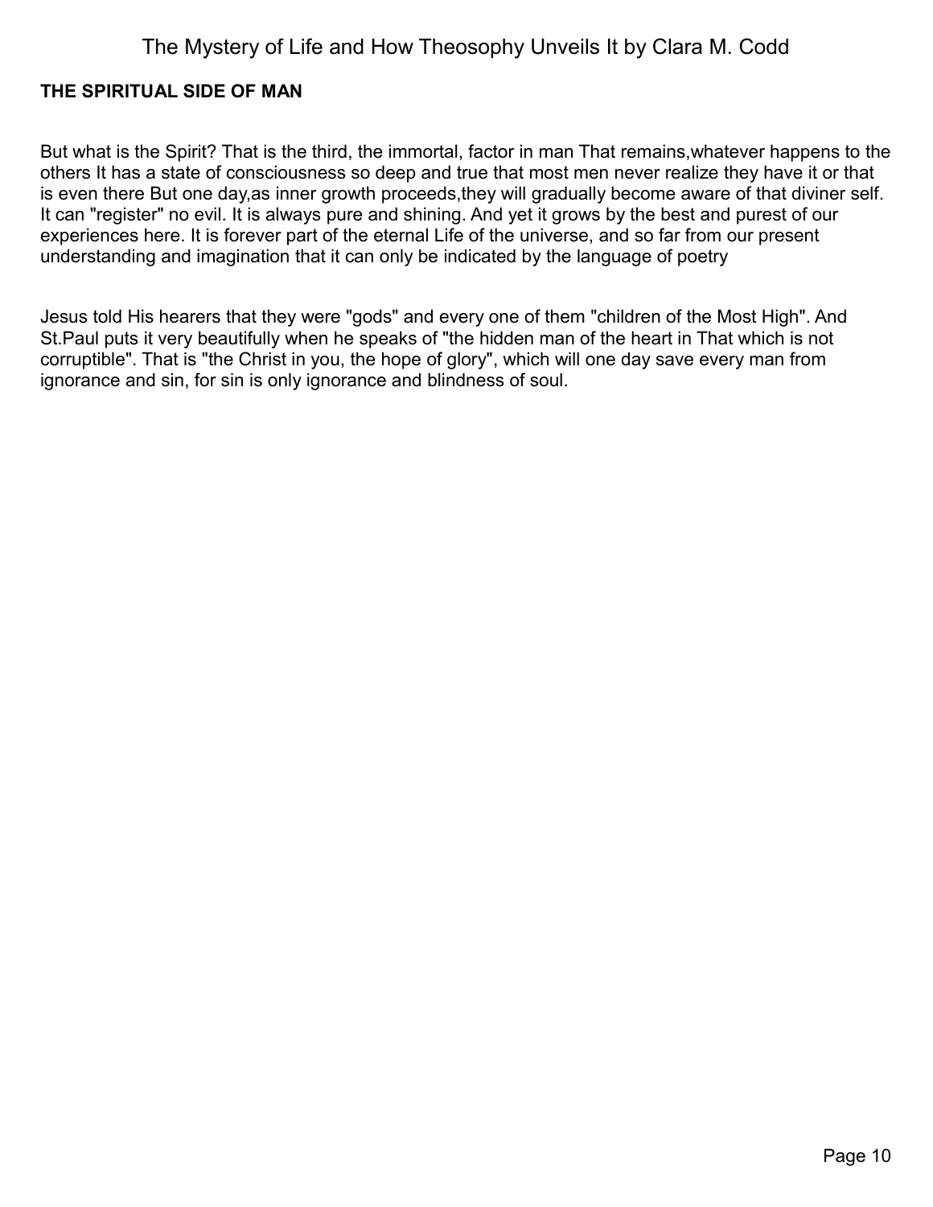**THE SPIRITUAL SIDE OF MAN**

But what is the Spirit? That is the third, the immortal, factor in man That remains,whatever happens to the others It has a state of consciousness so deep and true that most men never realize they have it or that is even there But one day,as inner growth proceeds,they will gradually become aware of that diviner self. It can "register" no evil. It is always pure and shining. And yet it grows by the best and purest of our experiences here. It is forever part of the eternal Life of the universe, and so far from our present understanding and imagination that it can only be indicated by the language of poetry

Jesus told His hearers that they were "gods" and every one of them "children of the Most High". And St.Paul puts it very beautifully when he speaks of "the hidden man of the heart in That which is not corruptible". That is "the Christ in you, the hope of glory", which will one day save every man from ignorance and sin, for sin is only ignorance and blindness of soul.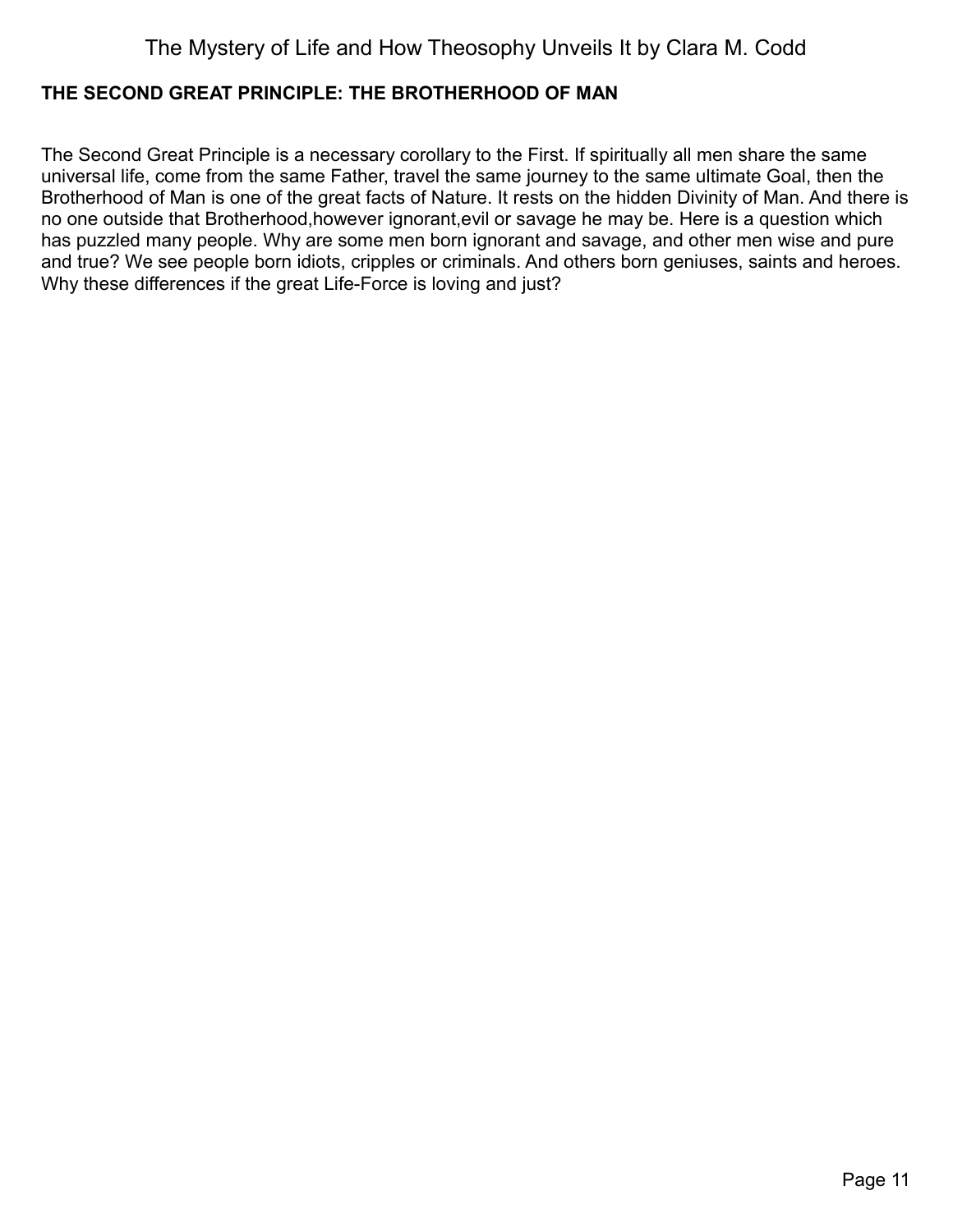## THE SECOND GREAT PRINCIPLE: THE BROTHERHOOD OF MAN

The Second Great Principle is a necessary corollary to the First. If spiritually all men share the same universal life, come from the same Father, travel the same journey to the same ultimate Goal, then the Brotherhood of Man is one of the great facts of Nature. It rests on the hidden Divinity of Man. And there is no one outside that Brotherhood,however ignorant,evil or savage he may be. Here is a question which has puzzled many people. Why are some men born ignorant and savage, and other men wise and pure and true? We see people born idiots, cripples or criminals. And others born geniuses, saints and heroes. Why these differences if the great Life-Force is loving and just?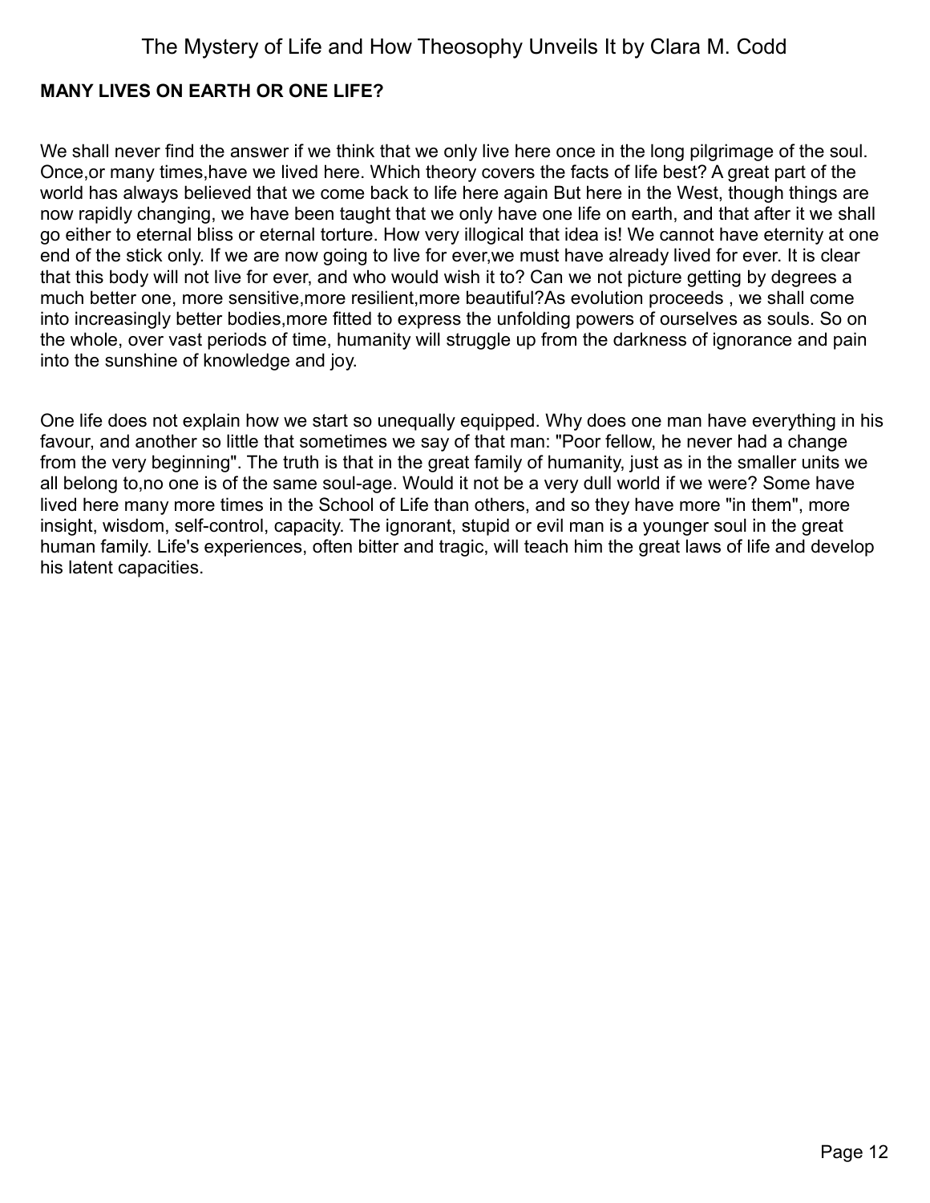**MANY LIVES ON EARTH OR ONE LIFE?**

We shall never find the answer if we think that we only live here once in the long pilgrimage of the soul. Once,or many times,have we lived here. Which theory covers the facts of life best? A great part of the world has always believed that we come back to life here again But here in the West, though things are now rapidly changing, we have been taught that we only have one life on earth, and that after it we shall go either to eternal bliss or eternal torture. How very illogical that idea is! We cannot have eternity at one end of the stick only. If we are now going to live for ever,we must have already lived for ever. It is clear that this body will not live for ever, and who would wish it to? Can we not picture getting by degrees a much better one, more sensitive,more resilient,more beautiful?As evolution proceeds , we shall come into increasingly better bodies,more fitted to express the unfolding powers of ourselves as souls. So on the whole, over vast periods of time, humanity will struggle up from the darkness of ignorance and pain into the sunshine of knowledge and joy.

One life does not explain how we start so unequally equipped. Why does one man have everything in his favour, and another so little that sometimes we say of that man: "Poor fellow, he never had a change from the very beginning". The truth is that in the great family of humanity, just as in the smaller units we all belong to,no one is of the same soul-age. Would it not be a very dull world if we were? Some have lived here many more times in the School of Life than others, and so they have more "in them", more insight, wisdom, self-control, capacity. The ignorant, stupid or evil man is a younger soul in the great human family. Life's experiences, often bitter and tragic, will teach him the great laws of life and develop his latent capacities.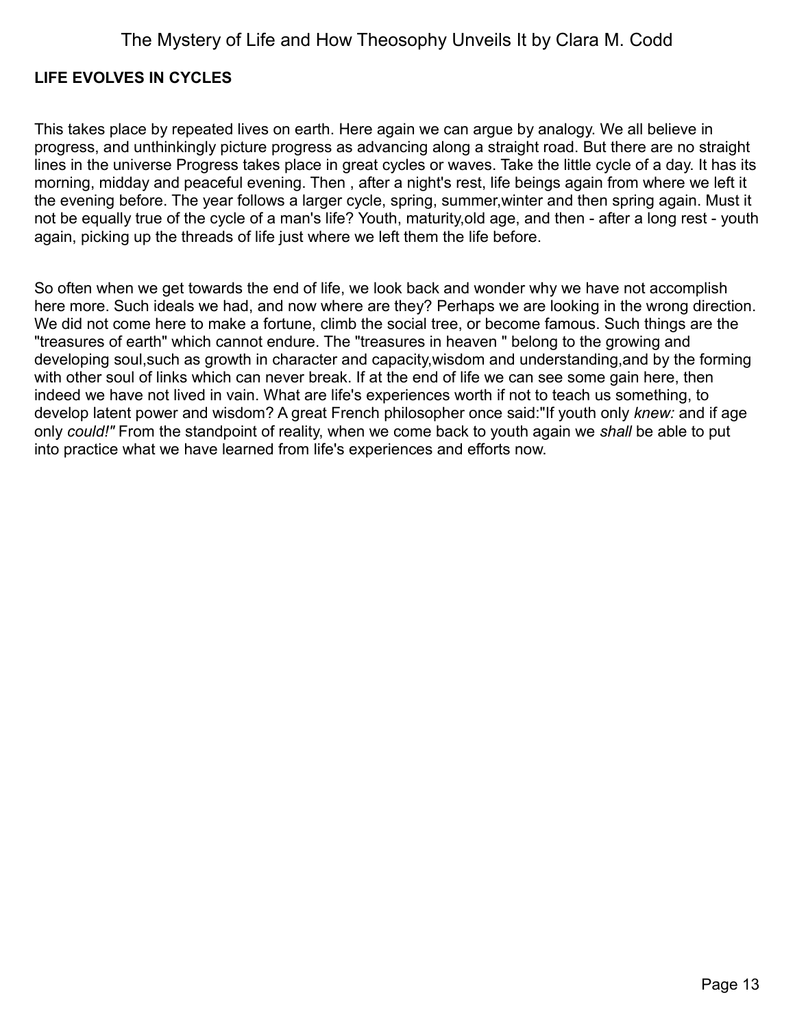## LIFE EVOLVES IN CYCLES

This takes place by repeated lives on earth. Here again we can argue by analogy. We all believe in progress, and unthinkingly picture progress as advancing along a straight road. But there are no straight lines in the universe Progress takes place in great cycles or waves. Take the little cycle of a day. It has its morning, midday and peaceful evening. Then , after a night's rest, life beings again from where we left it the evening before. The year follows a larger cycle, spring, summer,winter and then spring again. Must it not be equally true of the cycle of a man's life? Youth, maturity,old age, and then - after a long rest - youth again, picking up the threads of life just where we left them the life before.

So often when we get towards the end of life, we look back and wonder why we have not accomplish here more. Such ideals we had, and now where are they? Perhaps we are looking in the wrong direction. We did not come here to make a fortune, climb the social tree, or become famous. Such things are the "treasures of earth" which cannot endure. The "treasures in heaven " belong to the growing and developing soul,such as growth in character and capacity,wisdom and understanding,and by the forming with other soul of links which can never break. If at the end of life we can see some gain here, then indeed we have not lived in vain. What are life's experiences worth if not to teach us something, to develop latent power and wisdom? A great French philosopher once said:"If youth only *knew:* and if age only *could!"* From the standpoint of reality, when we come back to youth again we *shall* be able to put into practice what we have learned from life's experiences and efforts now.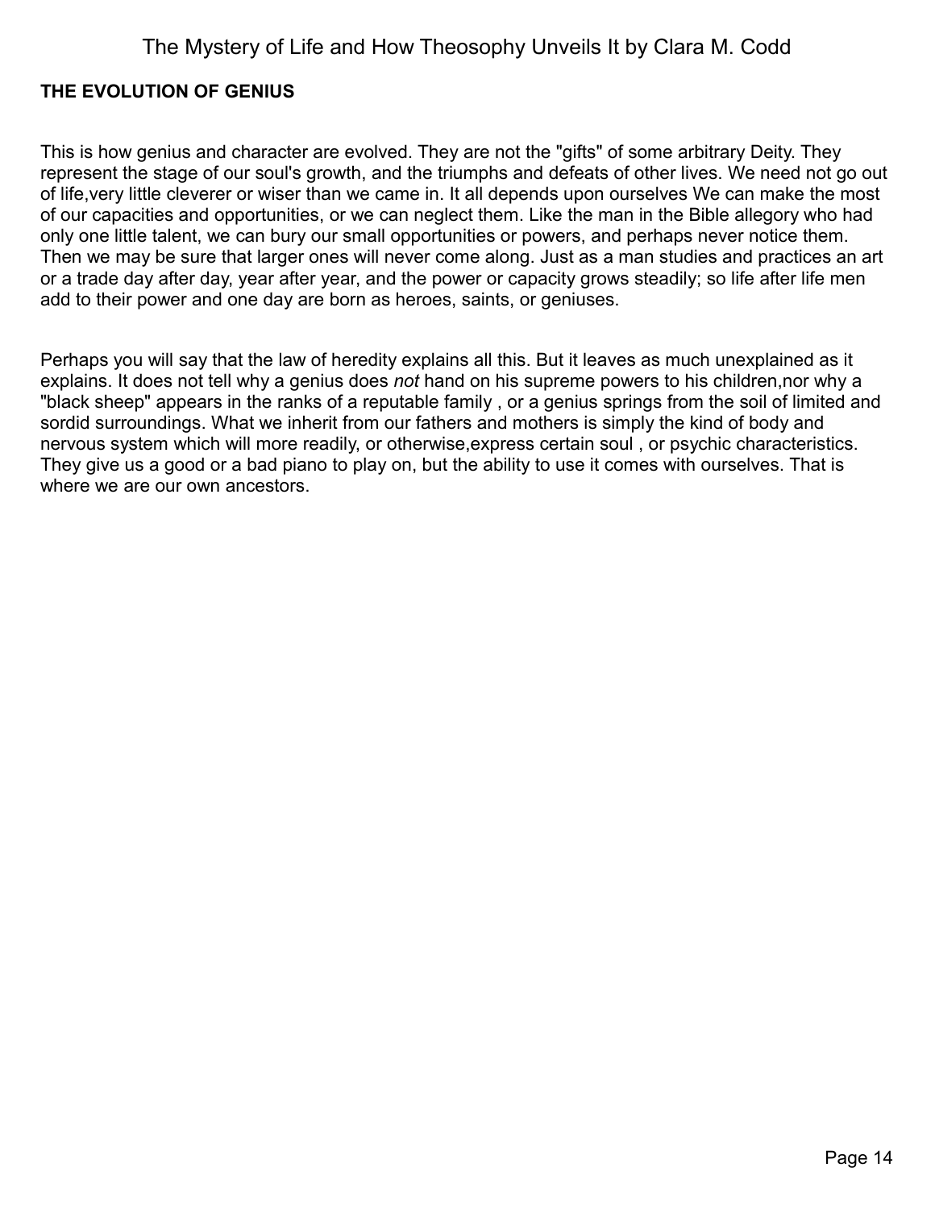## THE EVOLUTION OF GENIUS

This is how genius and character are evolved. They are not the "gifts" of some arbitrary Deity. They represent the stage of our soul's growth, and the triumphs and defeats of other lives. We need not go out of life,very little cleverer or wiser than we came in. It all depends upon ourselves We can make the most of our capacities and opportunities, or we can neglect them. Like the man in the Bible allegory who had only one little talent, we can bury our small opportunities or powers, and perhaps never notice them. Then we may be sure that larger ones will never come along. Just as a man studies and practices an art or a trade day after day, year after year, and the power or capacity grows steadily; so life after life men add to their power and one day are born as heroes, saints, or geniuses.

Perhaps you will say that the law of heredity explains all this. But it leaves as much unexplained as it explains. It does not tell why a genius does *not* hand on his supreme powers to his children,nor why a "black sheep" appears in the ranks of a reputable family , or a genius springs from the soil of limited and sordid surroundings. What we inherit from our fathers and mothers is simply the kind of body and nervous system which will more readily, or otherwise,express certain soul , or psychic characteristics. They give us a good or a bad piano to play on, but the ability to use it comes with ourselves. That is where we are our own ancestors.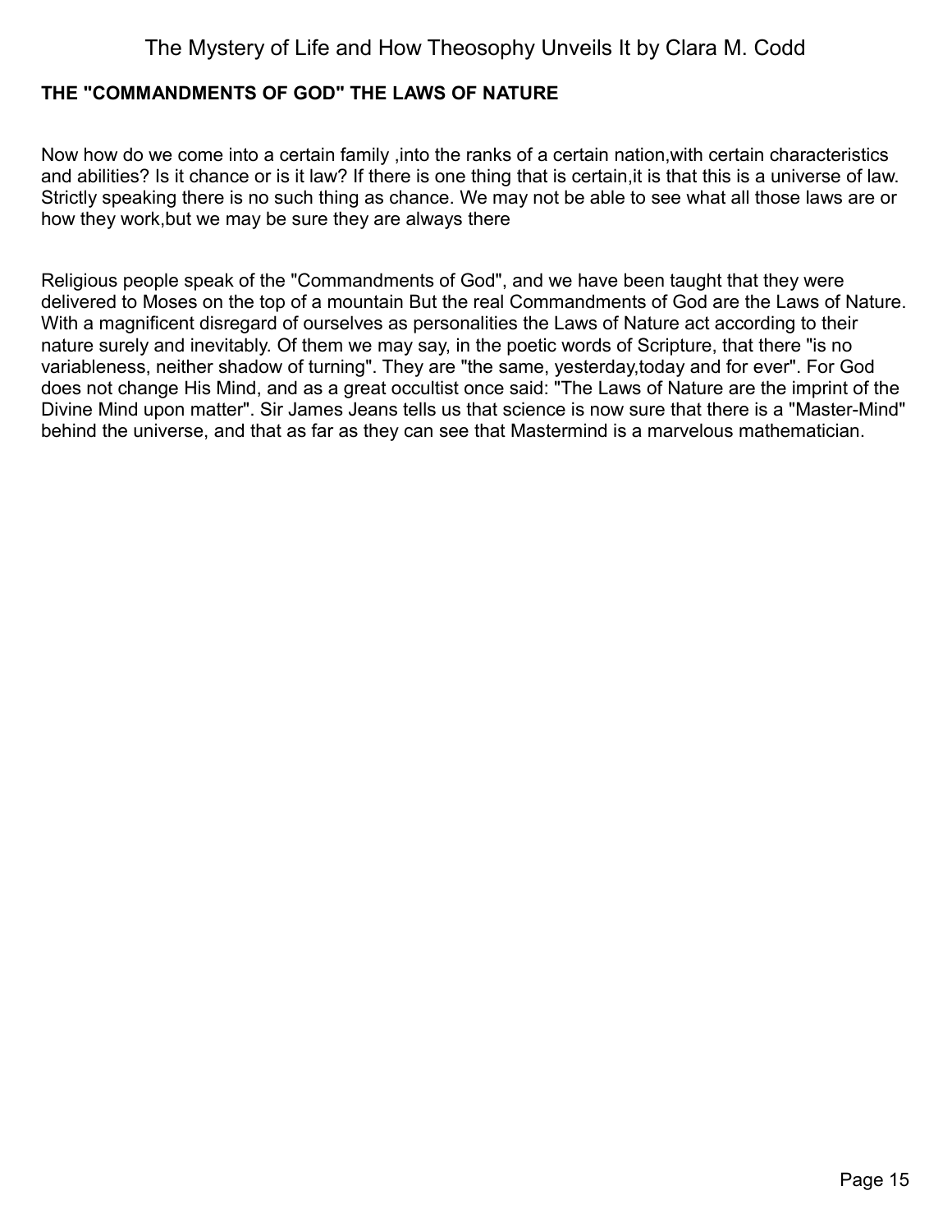### THE "COMMANDMENTS OF GOD" THE LAWS OF NATURE

Now how do we come into a certain family ,into the ranks of a certain nation,with certain characteristics and abilities? Is it chance or is it law? If there is one thing that is certain,it is that this is a universe of law. Strictly speaking there is no such thing as chance. We may not be able to see what all those laws are or how they work,but we may be sure they are always there

Religious people speak of the "Commandments of God", and we have been taught that they were delivered to Moses on the top of a mountain But the real Commandments of God are the Laws of Nature. With a magnificent disregard of ourselves as personalities the Laws of Nature act according to their nature surely and inevitably. Of them we may say, in the poetic words of Scripture, that there "is no variableness, neither shadow of turning". They are "the same, yesterday,today and for ever". For God does not change His Mind, and as a great occultist once said: "The Laws of Nature are the imprint of the Divine Mind upon matter". Sir James Jeans tells us that science is now sure that there is a "Master-Mind" behind the universe, and that as far as they can see that Mastermind is a marvelous mathematician.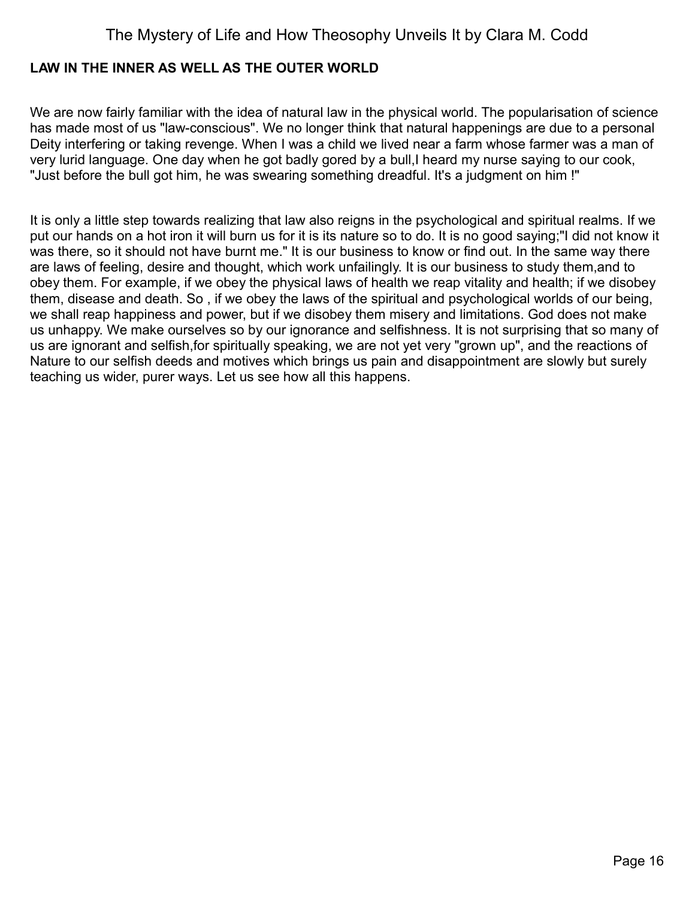## LAW IN THE INNER AS WELL AS THE OUTER WORLD

We are now fairly familiar with the idea of natural law in the physical world. The popularisation of science has made most of us "law-conscious". We no longer think that natural happenings are due to a personal Deity interfering or taking revenge. When I was a child we lived near a farm whose farmer was a man of very lurid language. One day when he got badly gored by a bull,I heard my nurse saying to our cook, "Just before the bull got him, he was swearing something dreadful. It's a judgment on him !"

It is only a little step towards realizing that law also reigns in the psychological and spiritual realms. If we put our hands on a hot iron it will burn us for it is its nature so to do. It is no good saying;"I did not know it was there, so it should not have burnt me." It is our business to know or find out. In the same way there are laws of feeling, desire and thought, which work unfailingly. It is our business to study them,and to obey them. For example, if we obey the physical laws of health we reap vitality and health; if we disobey them, disease and death. So , if we obey the laws of the spiritual and psychological worlds of our being, we shall reap happiness and power, but if we disobey them misery and limitations. God does not make us unhappy. We make ourselves so by our ignorance and selfishness. It is not surprising that so many of us are ignorant and selfish,for spiritually speaking, we are not yet very "grown up", and the reactions of Nature to our selfish deeds and motives which brings us pain and disappointment are slowly but surely teaching us wider, purer ways. Let us see how all this happens.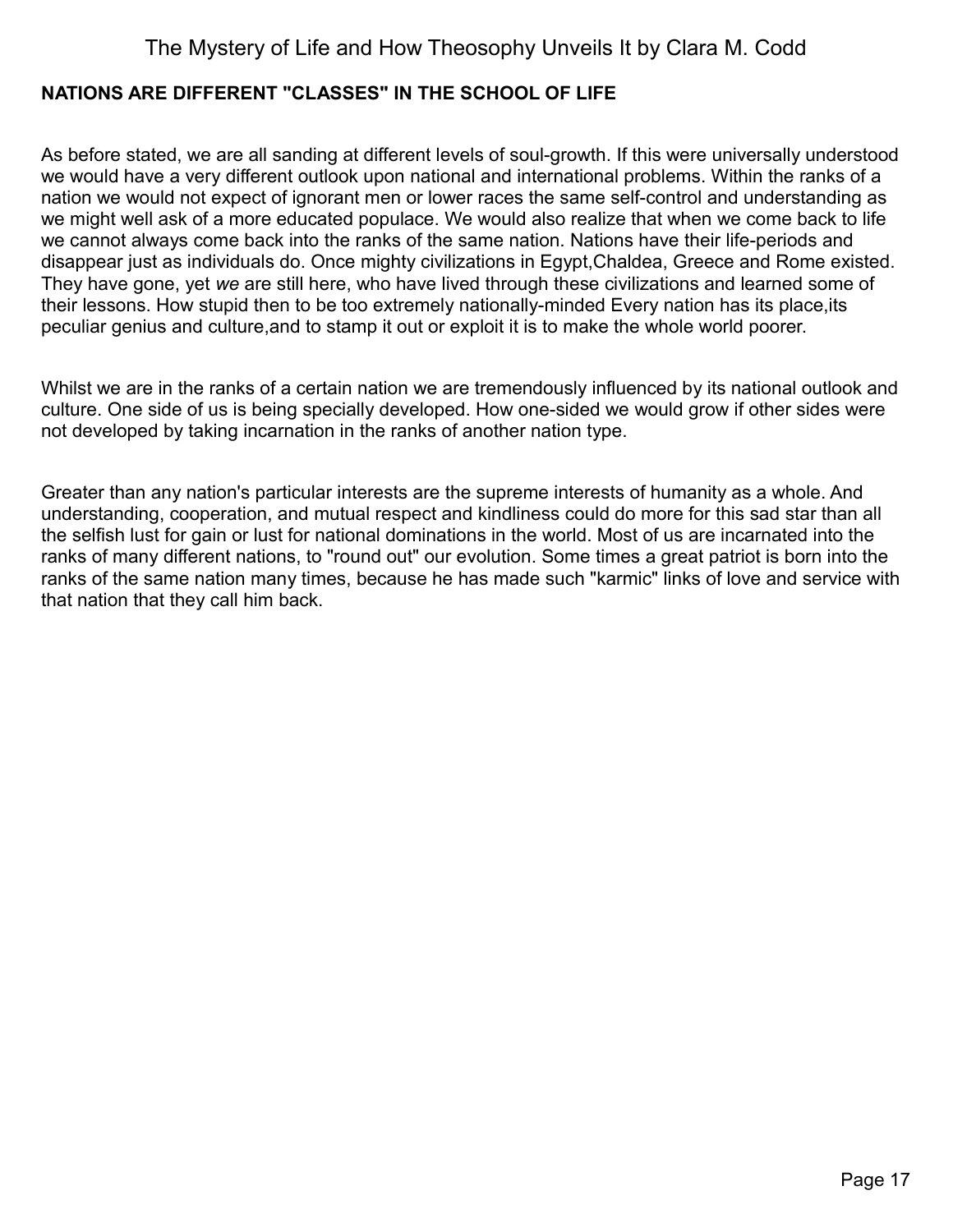**NATIONS ARE DIFFERENT "CLASSES" IN THE SCHOOL OF LIFE**

As before stated, we are all sanding at different levels of soul-growth. If this were universally understood we would have a very different outlook upon national and international problems. Within the ranks of a nation we would not expect of ignorant men or lower races the same self-control and understanding as we might well ask of a more educated populace. We would also realize that when we come back to life we cannot always come back into the ranks of the same nation. Nations have their life-periods and disappear just as individuals do. Once mighty civilizations in Egypt,Chaldea, Greece and Rome existed. They have gone, yet *we* are still here, who have lived through these civilizations and learned some of their lessons. How stupid then to be too extremely nationally-minded Every nation has its place,its peculiar genius and culture,and to stamp it out or exploit it is to make the whole world poorer.

Whilst we are in the ranks of a certain nation we are tremendously influenced by its national outlook and culture. One side of us is being specially developed. How one-sided we would grow if other sides were not developed by taking incarnation in the ranks of another nation type.

Greater than any nation's particular interests are the supreme interests of humanity as a whole. And understanding, cooperation, and mutual respect and kindliness could do more for this sad star than all the selfish lust for gain or lust for national dominations in the world. Most of us are incarnated into the ranks of many different nations, to "round out" our evolution. Some times a great patriot is born into the ranks of the same nation many times, because he has made such "karmic" links of love and service with that nation that they call him back.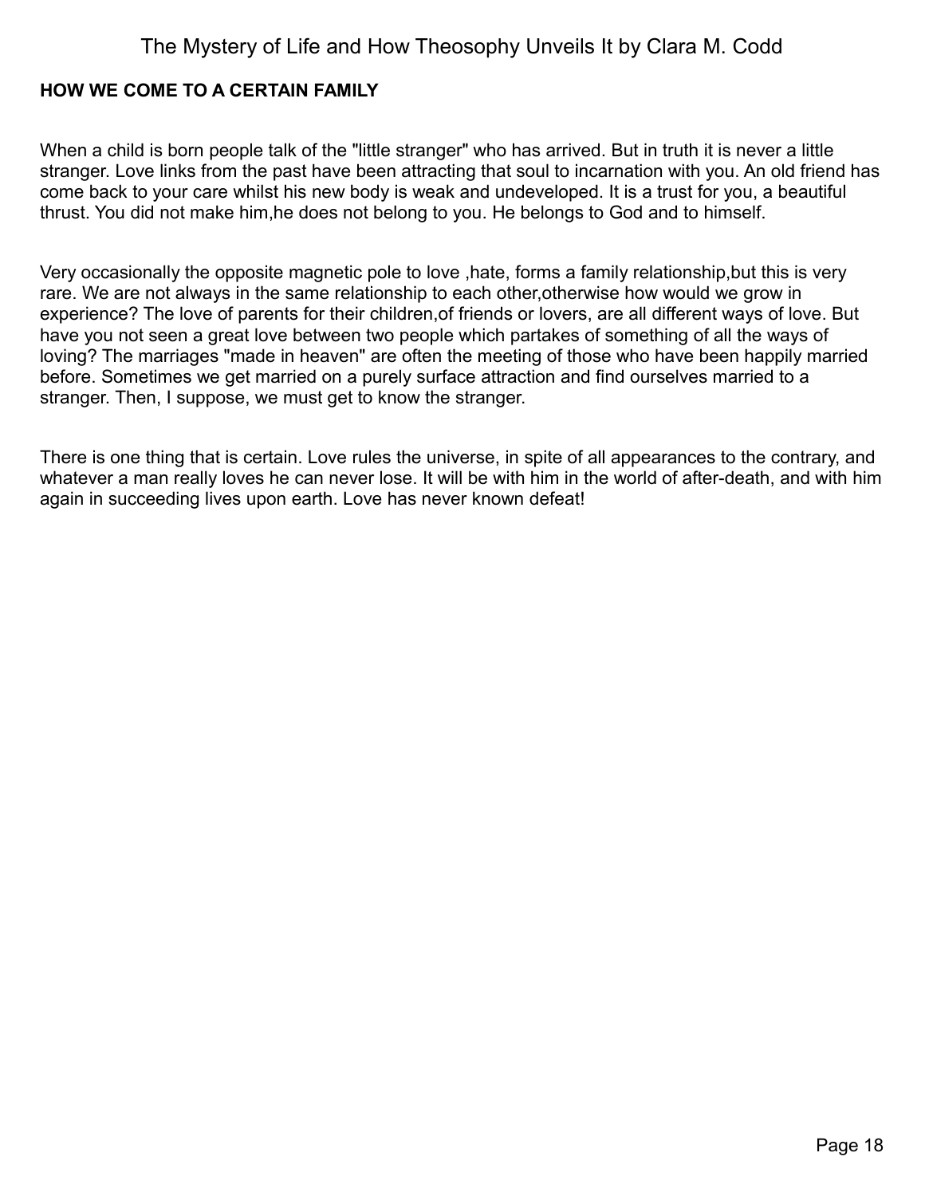## HOW WE COME TO A CERTAIN FAMILY

When a child is born people talk of the "little stranger" who has arrived. But in truth it is never a little stranger. Love links from the past have been attracting that soul to incarnation with you. An old friend has come back to your care whilst his new body is weak and undeveloped. It is a trust for you, a beautiful thrust. You did not make him,he does not belong to you. He belongs to God and to himself.

Very occasionally the opposite magnetic pole to love ,hate, forms a family relationship,but this is very rare. We are not always in the same relationship to each other,otherwise how would we grow in experience? The love of parents for their children,of friends or lovers, are all different ways of love. But have you not seen a great love between two people which partakes of something of all the ways of loving? The marriages "made in heaven" are often the meeting of those who have been happily married before. Sometimes we get married on a purely surface attraction and find ourselves married to a stranger. Then, I suppose, we must get to know the stranger.

There is one thing that is certain. Love rules the universe, in spite of all appearances to the contrary, and whatever a man really loves he can never lose. It will be with him in the world of after-death, and with him again in succeeding lives upon earth. Love has never known defeat!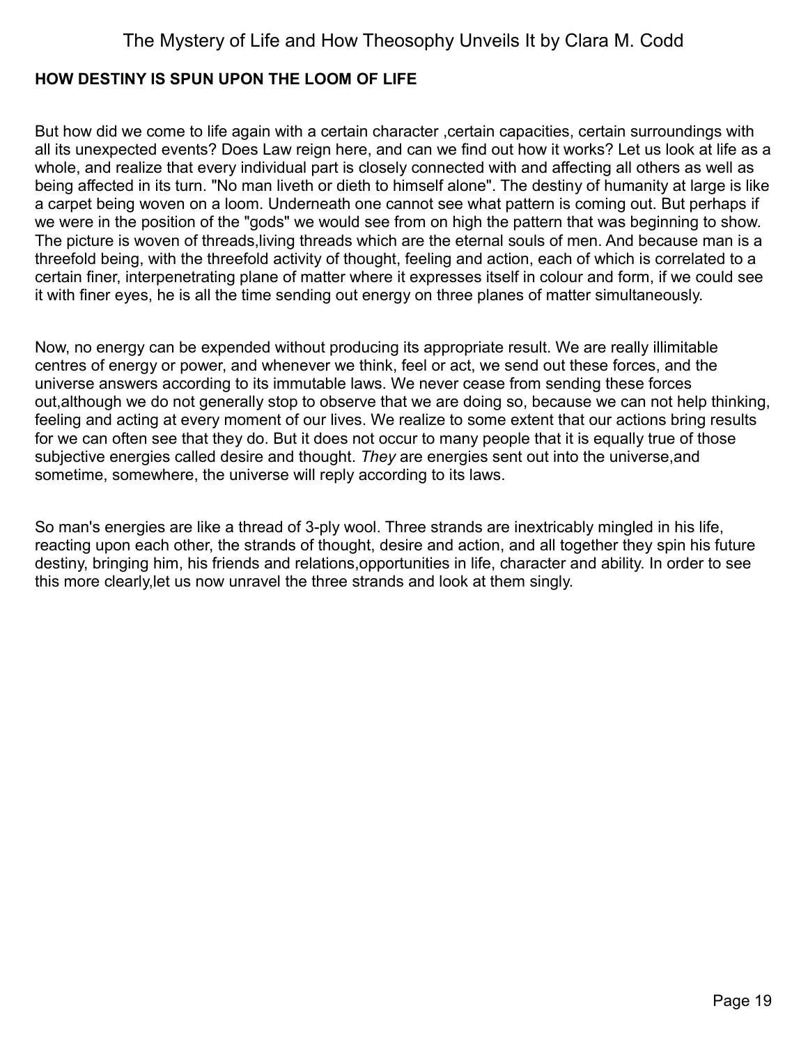## HOW DESTINY IS SPUN UPON THE LOOM OF LIFE

But how did we come to life again with a certain character ,certain capacities, certain surroundings with all its unexpected events? Does Law reign here, and can we find out how it works? Let us look at life as a whole, and realize that every individual part is closely connected with and affecting all others as well as being affected in its turn. "No man liveth or dieth to himself alone". The destiny of humanity at large is like a carpet being woven on a loom. Underneath one cannot see what pattern is coming out. But perhaps if we were in the position of the "gods" we would see from on high the pattern that was beginning to show. The picture is woven of threads,living threads which are the eternal souls of men. And because man is a threefold being, with the threefold activity of thought, feeling and action, each of which is correlated to a certain finer, interpenetrating plane of matter where it expresses itself in colour and form, if we could see it with finer eyes, he is all the time sending out energy on three planes of matter simultaneously.

Now, no energy can be expended without producing its appropriate result. We are really illimitable centres of energy or power, and whenever we think, feel or act, we send out these forces, and the universe answers according to its immutable laws. We never cease from sending these forces out,although we do not generally stop to observe that we are doing so, because we can not help thinking, feeling and acting at every moment of our lives. We realize to some extent that our actions bring results for we can often see that they do. But it does not occur to many people that it is equally true of those subjective energies called desire and thought. *They* are energies sent out into the universe,and sometime, somewhere, the universe will reply according to its laws.

So man's energies are like a thread of 3-ply wool. Three strands are inextricably mingled in his life, reacting upon each other, the strands of thought, desire and action, and all together they spin his future destiny, bringing him, his friends and relations,opportunities in life, character and ability. In order to see this more clearly,let us now unravel the three strands and look at them singly.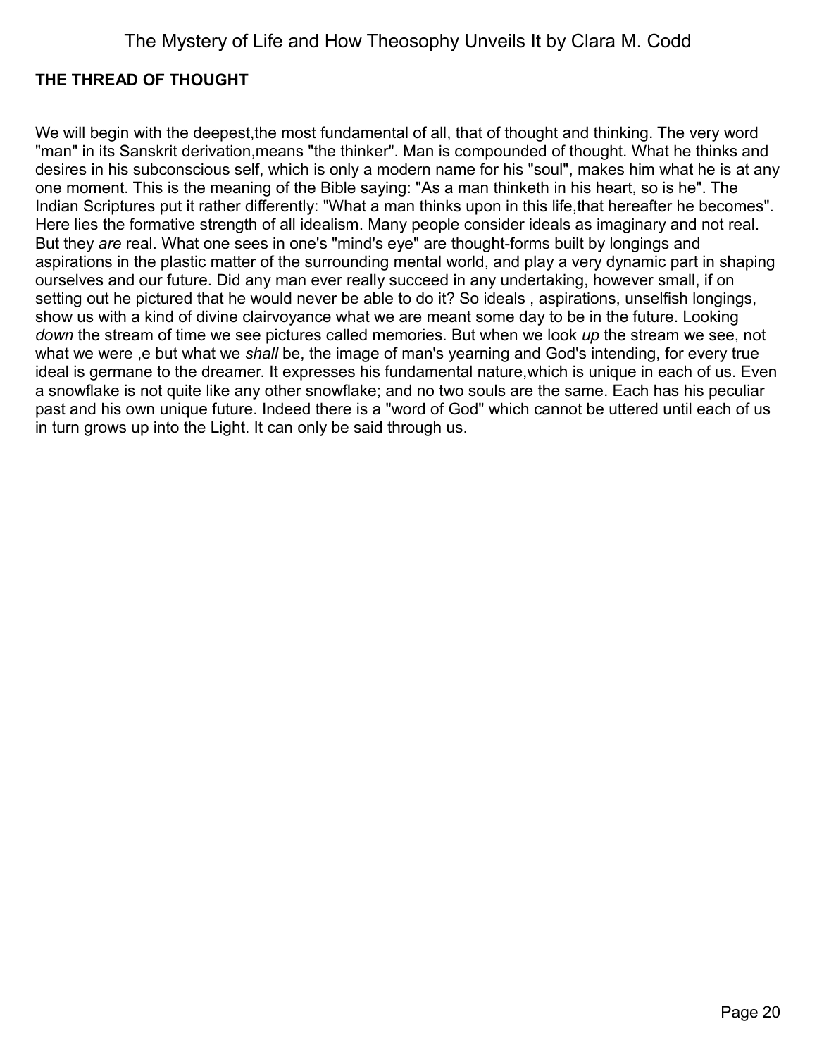## THE THREAD OF THOUGHT

We will begin with the deepest,the most fundamental of all, that of thought and thinking. The very word "man" in its Sanskrit derivation,means "the thinker". Man is compounded of thought. What he thinks and desires in his subconscious self, which is only a modern name for his "soul", makes him what he is at any one moment. This is the meaning of the Bible saying: "As a man thinketh in his heart, so is he". The Indian Scriptures put it rather differently: "What a man thinks upon in this life,that hereafter he becomes". Here lies the formative strength of all idealism. Many people consider ideals as imaginary and not real. But they *are* real. What one sees in one's "mind's eye" are thought-forms built by longings and aspirations in the plastic matter of the surrounding mental world, and play a very dynamic part in shaping ourselves and our future. Did any man ever really succeed in any undertaking, however small, if on setting out he pictured that he would never be able to do it? So ideals , aspirations, unselfish longings, show us with a kind of divine clairvoyance what we are meant some day to be in the future. Looking *down* the stream of time we see pictures called memories. But when we look *up* the stream we see, not what we were ,e but what we *shall* be, the image of man's yearning and God's intending, for every true ideal is germane to the dreamer. It expresses his fundamental nature,which is unique in each of us. Even a snowflake is not quite like any other snowflake; and no two souls are the same. Each has his peculiar past and his own unique future. Indeed there is a "word of God" which cannot be uttered until each of us in turn grows up into the Light. It can only be said through us.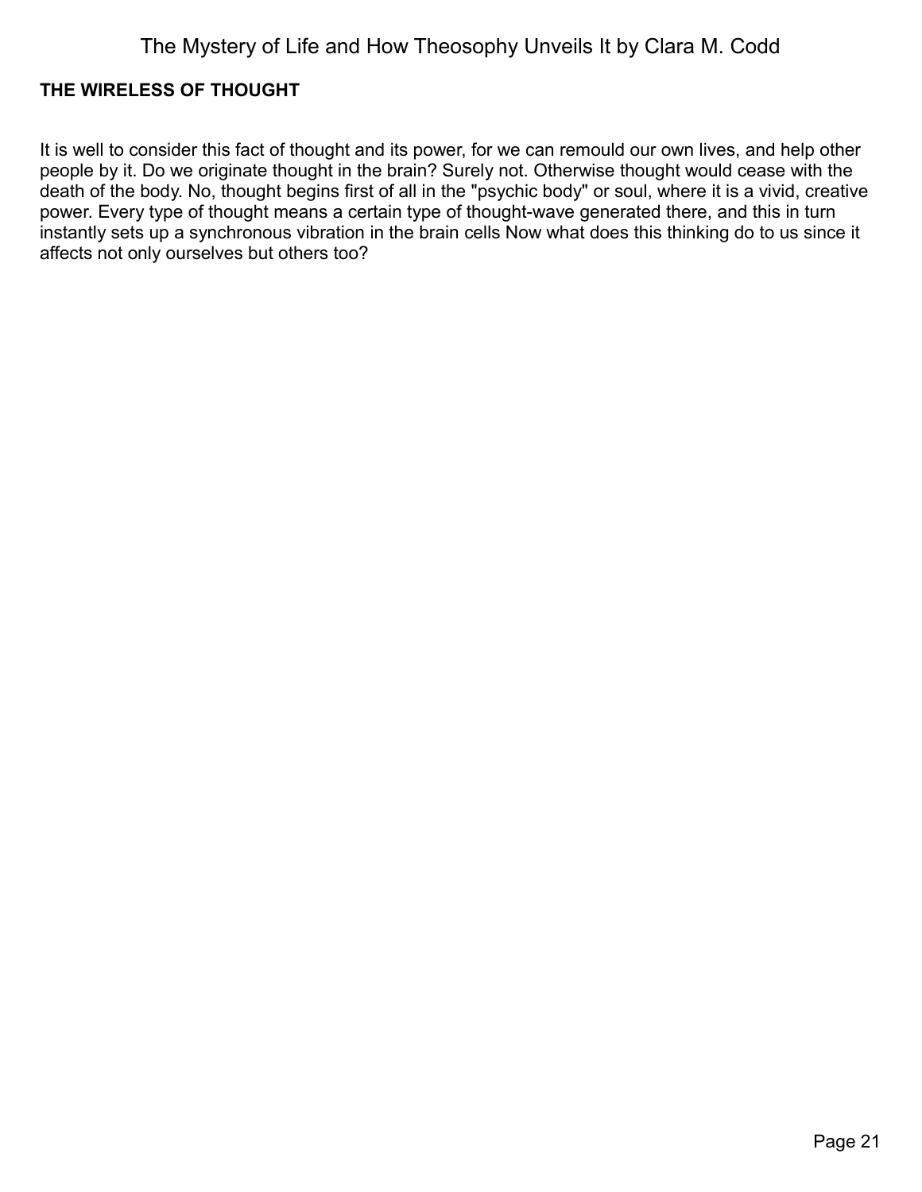## THE WIRELESS OF THOUGHT

It is well to consider this fact of thought and its power, for we can remould our own lives, and help other people by it. Do we originate thought in the brain? Surely not. Otherwise thought would cease with the death of the body. No, thought begins first of all in the "psychic body" or soul, where it is a vivid, creative power. Every type of thought means a certain type of thought-wave generated there, and this in turn instantly sets up a synchronous vibration in the brain cells Now what does this thinking do to us since it affects not only ourselves but others too?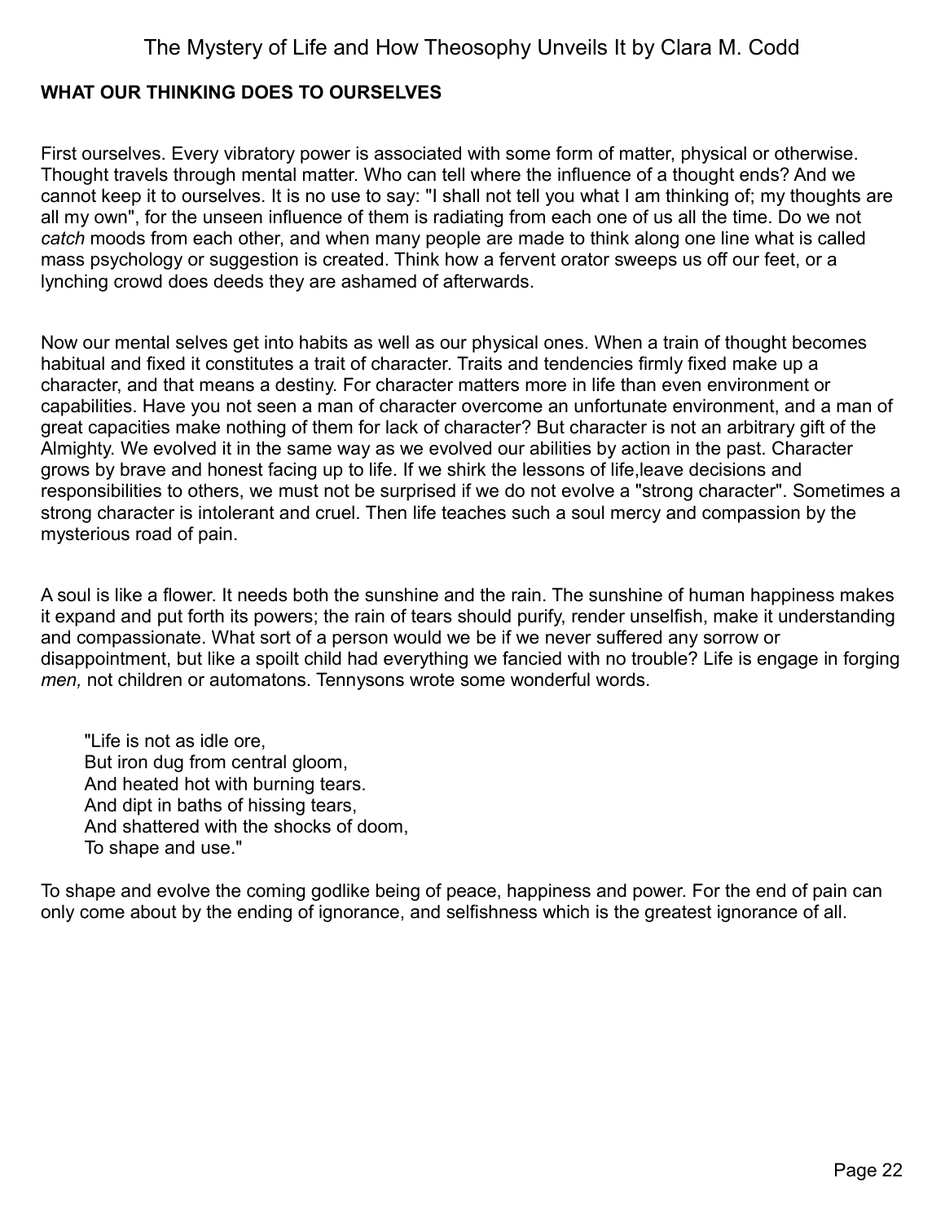**WHAT OUR THINKING DOES TO OURSELVES**

First ourselves. Every vibratory power is associated with some form of matter, physical or otherwise. Thought travels through mental matter. Who can tell where the influence of a thought ends? And we cannot keep it to ourselves. It is no use to say: "I shall not tell you what I am thinking of; my thoughts are all my own", for the unseen influence of them is radiating from each one of us all the time. Do we not *catch* moods from each other, and when many people are made to think along one line what is called mass psychology or suggestion is created. Think how a fervent orator sweeps us off our feet, or a lynching crowd does deeds they are ashamed of afterwards.

Now our mental selves get into habits as well as our physical ones. When a train of thought becomes habitual and fixed it constitutes a trait of character. Traits and tendencies firmly fixed make up a character, and that means a destiny. For character matters more in life than even environment or capabilities. Have you not seen a man of character overcome an unfortunate environment, and a man of great capacities make nothing of them for lack of character? But character is not an arbitrary gift of the Almighty. We evolved it in the same way as we evolved our abilities by action in the past. Character grows by brave and honest facing up to life. If we shirk the lessons of life,leave decisions and responsibilities to others, we must not be surprised if we do not evolve a "strong character". Sometimes a strong character is intolerant and cruel. Then life teaches such a soul mercy and compassion by the mysterious road of pain.

A soul is like a flower. It needs both the sunshine and the rain. The sunshine of human happiness makes it expand and put forth its powers; the rain of tears should purify, render unselfish, make it understanding and compassionate. What sort of a person would we be if we never suffered any sorrow or disappointment, but like a spoilt child had everything we fancied with no trouble? Life is engage in forging *men,* not children or automatons. Tennysons wrote some wonderful words.

> "Life is not as idle ore,
> But iron dug from central gloom,
> And heated hot with burning tears.
> And dipt in baths of hissing tears,
> And shattered with the shocks of doom,
> To shape and use."

To shape and evolve the coming godlike being of peace, happiness and power. For the end of pain can only come about by the ending of ignorance, and selfishness which is the greatest ignorance of all.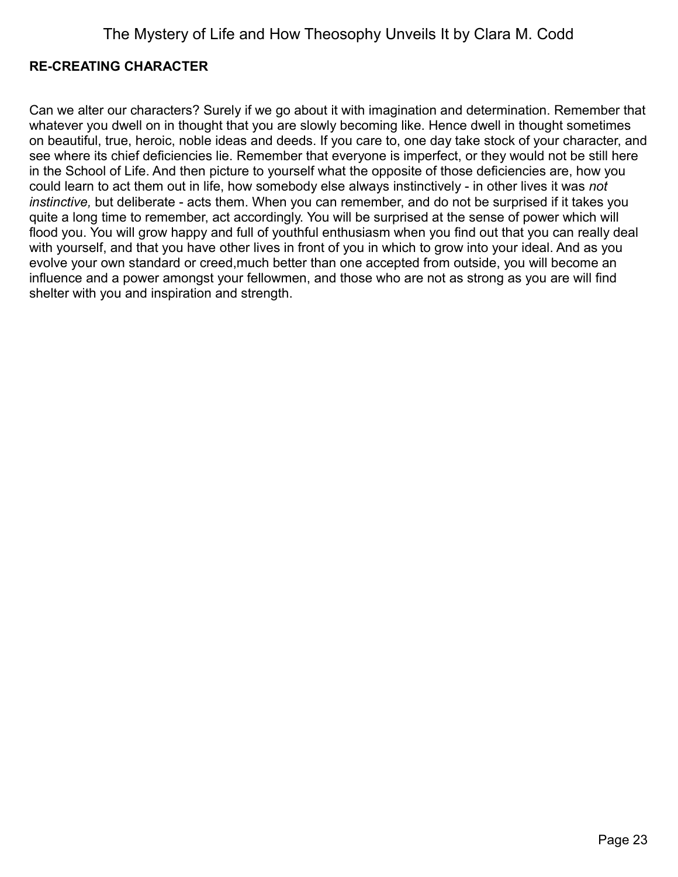**RE-CREATING CHARACTER**

Can we alter our characters? Surely if we go about it with imagination and determination. Remember that whatever you dwell on in thought that you are slowly becoming like. Hence dwell in thought sometimes on beautiful, true, heroic, noble ideas and deeds. If you care to, one day take stock of your character, and see where its chief deficiencies lie. Remember that everyone is imperfect, or they would not be still here in the School of Life. And then picture to yourself what the opposite of those deficiencies are, how you could learn to act them out in life, how somebody else always instinctively - in other lives it was *not instinctive,* but deliberate - acts them. When you can remember, and do not be surprised if it takes you quite a long time to remember, act accordingly. You will be surprised at the sense of power which will flood you. You will grow happy and full of youthful enthusiasm when you find out that you can really deal with yourself, and that you have other lives in front of you in which to grow into your ideal. And as you evolve your own standard or creed,much better than one accepted from outside, you will become an influence and a power amongst your fellowmen, and those who are not as strong as you are will find shelter with you and inspiration and strength.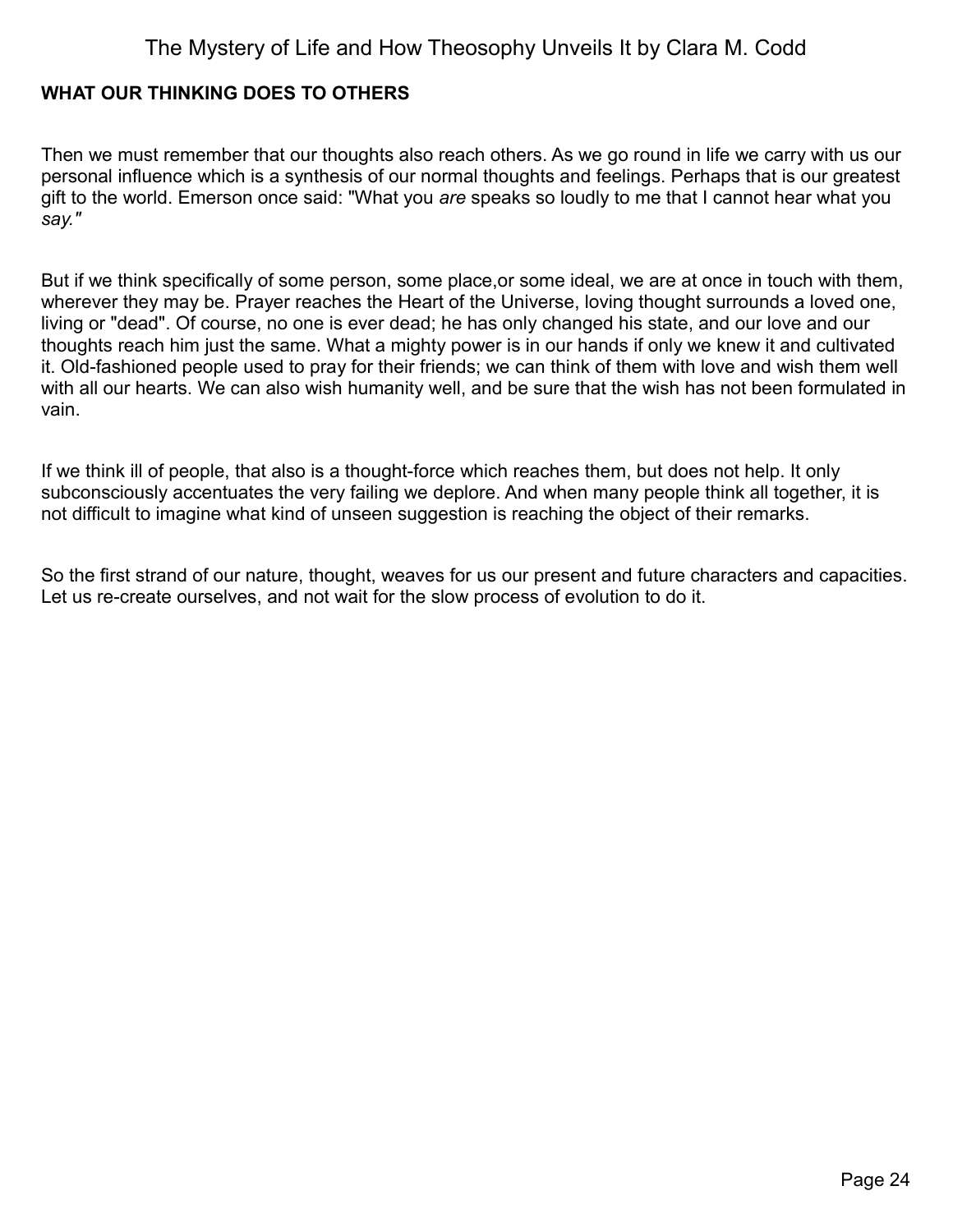## WHAT OUR THINKING DOES TO OTHERS

Then we must remember that our thoughts also reach others. As we go round in life we carry with us our personal influence which is a synthesis of our normal thoughts and feelings. Perhaps that is our greatest gift to the world. Emerson once said: "What you *are* speaks so loudly to me that I cannot hear what you *say."*

But if we think specifically of some person, some place,or some ideal, we are at once in touch with them, wherever they may be. Prayer reaches the Heart of the Universe, loving thought surrounds a loved one, living or "dead". Of course, no one is ever dead; he has only changed his state, and our love and our thoughts reach him just the same. What a mighty power is in our hands if only we knew it and cultivated it. Old-fashioned people used to pray for their friends; we can think of them with love and wish them well with all our hearts. We can also wish humanity well, and be sure that the wish has not been formulated in vain.

If we think ill of people, that also is a thought-force which reaches them, but does not help. It only subconsciously accentuates the very failing we deplore. And when many people think all together, it is not difficult to imagine what kind of unseen suggestion is reaching the object of their remarks.

So the first strand of our nature, thought, weaves for us our present and future characters and capacities. Let us re-create ourselves, and not wait for the slow process of evolution to do it.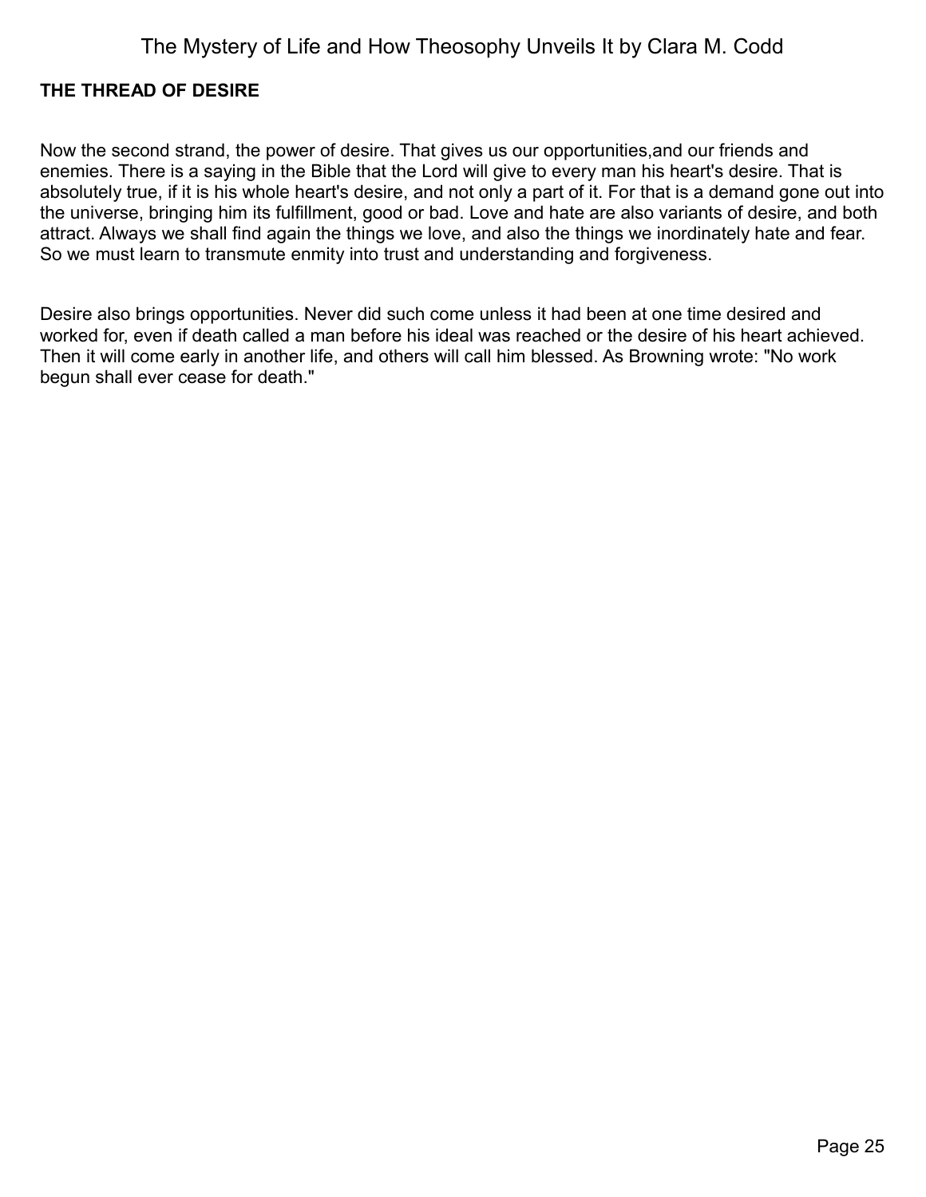## THE THREAD OF DESIRE

Now the second strand, the power of desire. That gives us our opportunities,and our friends and enemies. There is a saying in the Bible that the Lord will give to every man his heart's desire. That is absolutely true, if it is his whole heart's desire, and not only a part of it. For that is a demand gone out into the universe, bringing him its fulfillment, good or bad. Love and hate are also variants of desire, and both attract. Always we shall find again the things we love, and also the things we inordinately hate and fear. So we must learn to transmute enmity into trust and understanding and forgiveness.

Desire also brings opportunities. Never did such come unless it had been at one time desired and worked for, even if death called a man before his ideal was reached or the desire of his heart achieved. Then it will come early in another life, and others will call him blessed. As Browning wrote: "No work begun shall ever cease for death."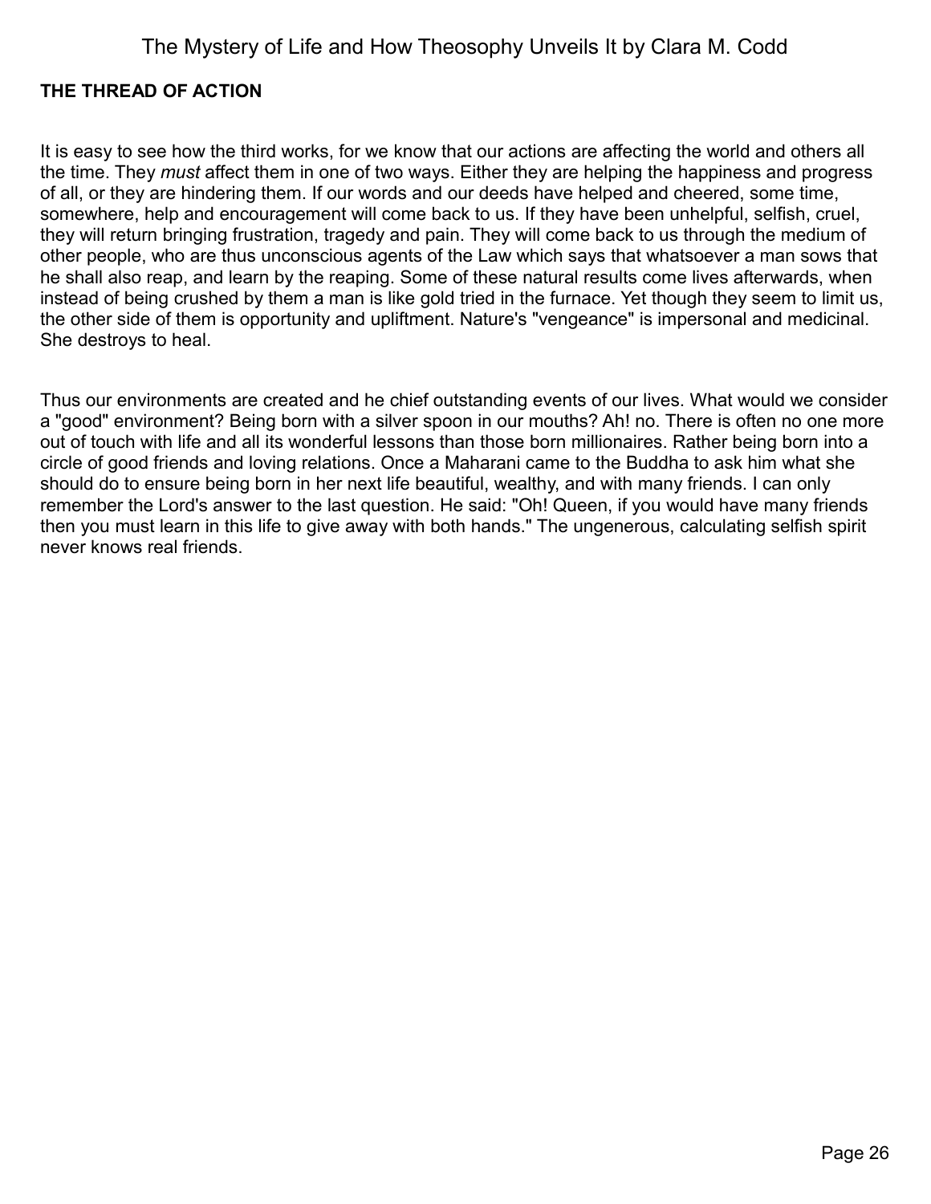## THE THREAD OF ACTION

It is easy to see how the third works, for we know that our actions are affecting the world and others all the time. They *must* affect them in one of two ways. Either they are helping the happiness and progress of all, or they are hindering them. If our words and our deeds have helped and cheered, some time, somewhere, help and encouragement will come back to us. If they have been unhelpful, selfish, cruel, they will return bringing frustration, tragedy and pain. They will come back to us through the medium of other people, who are thus unconscious agents of the Law which says that whatsoever a man sows that he shall also reap, and learn by the reaping. Some of these natural results come lives afterwards, when instead of being crushed by them a man is like gold tried in the furnace. Yet though they seem to limit us, the other side of them is opportunity and upliftment. Nature's "vengeance" is impersonal and medicinal. She destroys to heal.

Thus our environments are created and he chief outstanding events of our lives. What would we consider a "good" environment? Being born with a silver spoon in our mouths? Ah! no. There is often no one more out of touch with life and all its wonderful lessons than those born millionaires. Rather being born into a circle of good friends and loving relations. Once a Maharani came to the Buddha to ask him what she should do to ensure being born in her next life beautiful, wealthy, and with many friends. I can only remember the Lord's answer to the last question. He said: "Oh! Queen, if you would have many friends then you must learn in this life to give away with both hands." The ungenerous, calculating selfish spirit never knows real friends.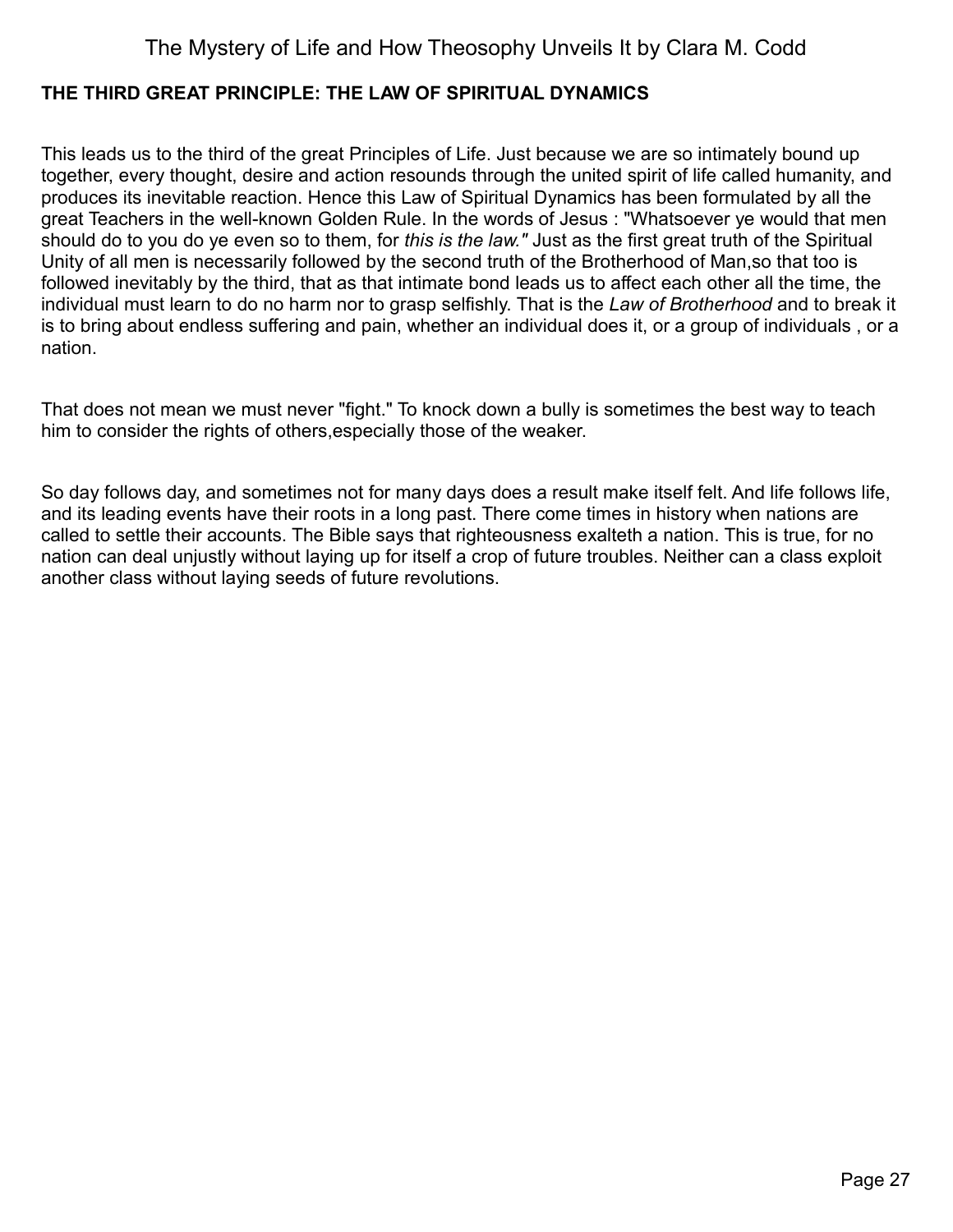### THE THIRD GREAT PRINCIPLE: THE LAW OF SPIRITUAL DYNAMICS

This leads us to the third of the great Principles of Life. Just because we are so intimately bound up together, every thought, desire and action resounds through the united spirit of life called humanity, and produces its inevitable reaction. Hence this Law of Spiritual Dynamics has been formulated by all the great Teachers in the well-known Golden Rule. In the words of Jesus : "Whatsoever ye would that men should do to you do ye even so to them, for *this is the law."* Just as the first great truth of the Spiritual Unity of all men is necessarily followed by the second truth of the Brotherhood of Man,so that too is followed inevitably by the third, that as that intimate bond leads us to affect each other all the time, the individual must learn to do no harm nor to grasp selfishly. That is the *Law of Brotherhood* and to break it is to bring about endless suffering and pain, whether an individual does it, or a group of individuals , or a nation.

That does not mean we must never "fight." To knock down a bully is sometimes the best way to teach him to consider the rights of others,especially those of the weaker.

So day follows day, and sometimes not for many days does a result make itself felt. And life follows life, and its leading events have their roots in a long past. There come times in history when nations are called to settle their accounts. The Bible says that righteousness exalteth a nation. This is true, for no nation can deal unjustly without laying up for itself a crop of future troubles. Neither can a class exploit another class without laying seeds of future revolutions.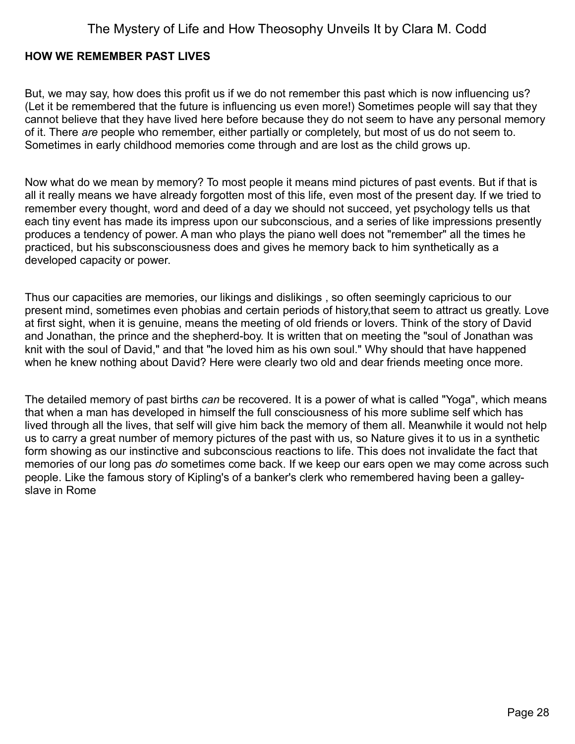**HOW WE REMEMBER PAST LIVES**

But, we may say, how does this profit us if we do not remember this past which is now influencing us? (Let it be remembered that the future is influencing us even more!) Sometimes people will say that they cannot believe that they have lived here before because they do not seem to have any personal memory of it. There *are* people who remember, either partially or completely, but most of us do not seem to. Sometimes in early childhood memories come through and are lost as the child grows up.

Now what do we mean by memory? To most people it means mind pictures of past events. But if that is all it really means we have already forgotten most of this life, even most of the present day. If we tried to remember every thought, word and deed of a day we should not succeed, yet psychology tells us that each tiny event has made its impress upon our subconscious, and a series of like impressions presently produces a tendency of power. A man who plays the piano well does not "remember" all the times he practiced, but his subsconsciousness does and gives he memory back to him synthetically as a developed capacity or power.

Thus our capacities are memories, our likings and dislikings , so often seemingly capricious to our present mind, sometimes even phobias and certain periods of history,that seem to attract us greatly. Love at first sight, when it is genuine, means the meeting of old friends or lovers. Think of the story of David and Jonathan, the prince and the shepherd-boy. It is written that on meeting the "soul of Jonathan was knit with the soul of David," and that "he loved him as his own soul." Why should that have happened when he knew nothing about David? Here were clearly two old and dear friends meeting once more.

The detailed memory of past births *can* be recovered. It is a power of what is called "Yoga", which means that when a man has developed in himself the full consciousness of his more sublime self which has lived through all the lives, that self will give him back the memory of them all. Meanwhile it would not help us to carry a great number of memory pictures of the past with us, so Nature gives it to us in a synthetic form showing as our instinctive and subconscious reactions to life. This does not invalidate the fact that memories of our long pas *do* sometimes come back. If we keep our ears open we may come across such people. Like the famous story of Kipling's of a banker's clerk who remembered having been a galley-slave in Rome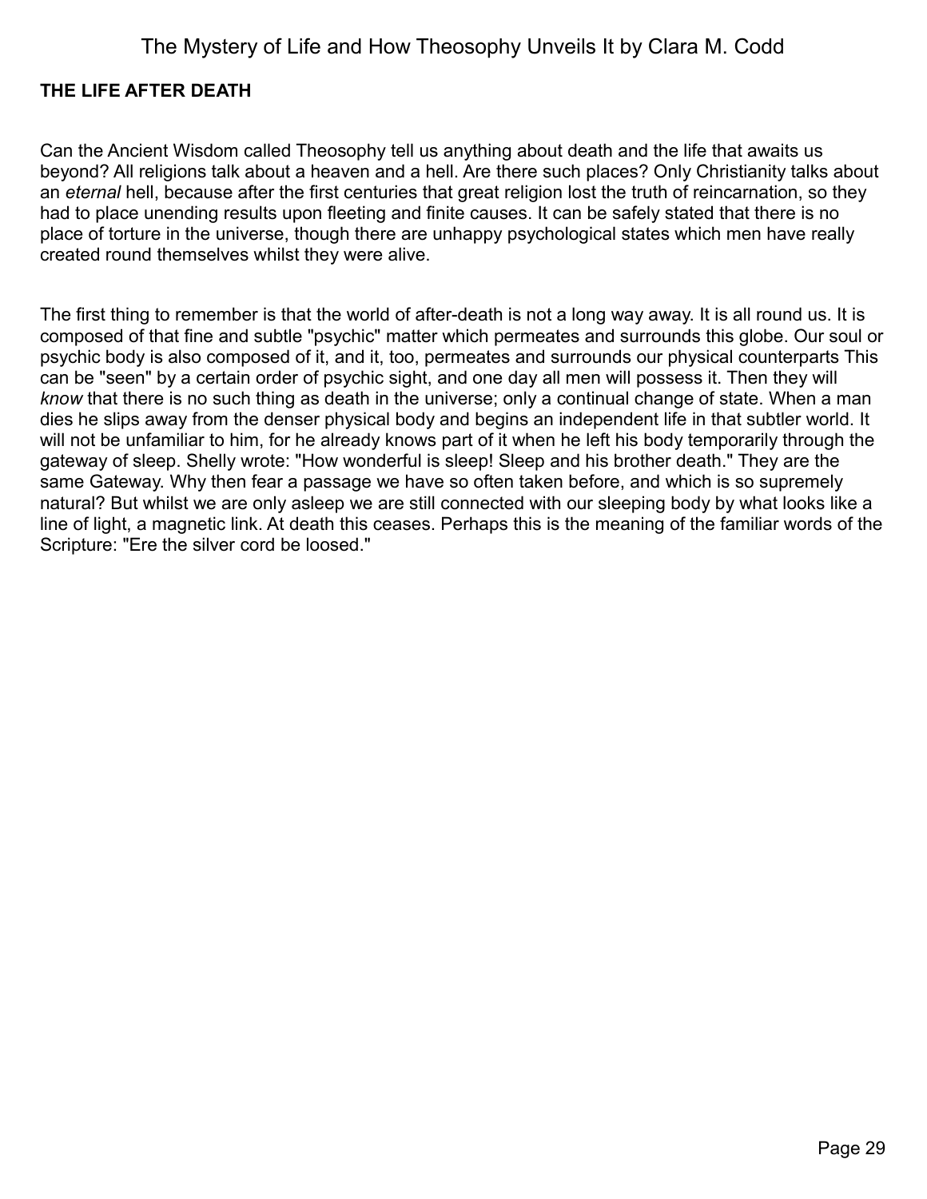**THE LIFE AFTER DEATH**

Can the Ancient Wisdom called Theosophy tell us anything about death and the life that awaits us beyond? All religions talk about a heaven and a hell. Are there such places? Only Christianity talks about an *eternal* hell, because after the first centuries that great religion lost the truth of reincarnation, so they had to place unending results upon fleeting and finite causes. It can be safely stated that there is no place of torture in the universe, though there are unhappy psychological states which men have really created round themselves whilst they were alive.

The first thing to remember is that the world of after-death is not a long way away. It is all round us. It is composed of that fine and subtle "psychic" matter which permeates and surrounds this globe. Our soul or psychic body is also composed of it, and it, too, permeates and surrounds our physical counterparts This can be "seen" by a certain order of psychic sight, and one day all men will possess it. Then they will *know* that there is no such thing as death in the universe; only a continual change of state. When a man dies he slips away from the denser physical body and begins an independent life in that subtler world. It will not be unfamiliar to him, for he already knows part of it when he left his body temporarily through the gateway of sleep. Shelly wrote: "How wonderful is sleep! Sleep and his brother death." They are the same Gateway. Why then fear a passage we have so often taken before, and which is so supremely natural? But whilst we are only asleep we are still connected with our sleeping body by what looks like a line of light, a magnetic link. At death this ceases. Perhaps this is the meaning of the familiar words of the Scripture: "Ere the silver cord be loosed."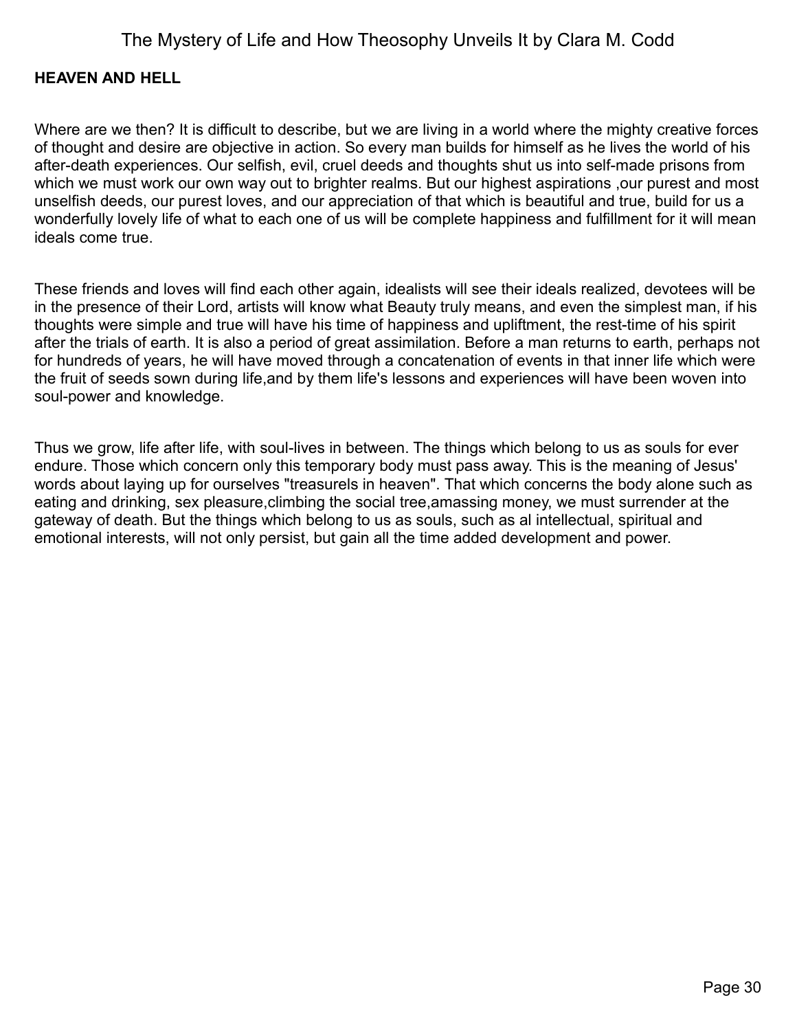**HEAVEN AND HELL**

Where are we then? It is difficult to describe, but we are living in a world where the mighty creative forces of thought and desire are objective in action. So every man builds for himself as he lives the world of his after-death experiences. Our selfish, evil, cruel deeds and thoughts shut us into self-made prisons from which we must work our own way out to brighter realms. But our highest aspirations ,our purest and most unselfish deeds, our purest loves, and our appreciation of that which is beautiful and true, build for us a wonderfully lovely life of what to each one of us will be complete happiness and fulfillment for it will mean ideals come true.

These friends and loves will find each other again, idealists will see their ideals realized, devotees will be in the presence of their Lord, artists will know what Beauty truly means, and even the simplest man, if his thoughts were simple and true will have his time of happiness and upliftment, the rest-time of his spirit after the trials of earth. It is also a period of great assimilation. Before a man returns to earth, perhaps not for hundreds of years, he will have moved through a concatenation of events in that inner life which were the fruit of seeds sown during life,and by them life's lessons and experiences will have been woven into soul-power and knowledge.

Thus we grow, life after life, with soul-lives in between. The things which belong to us as souls for ever endure. Those which concern only this temporary body must pass away. This is the meaning of Jesus' words about laying up for ourselves "treasurels in heaven". That which concerns the body alone such as eating and drinking, sex pleasure,climbing the social tree,amassing money, we must surrender at the gateway of death. But the things which belong to us as souls, such as al intellectual, spiritual and emotional interests, will not only persist, but gain all the time added development and power.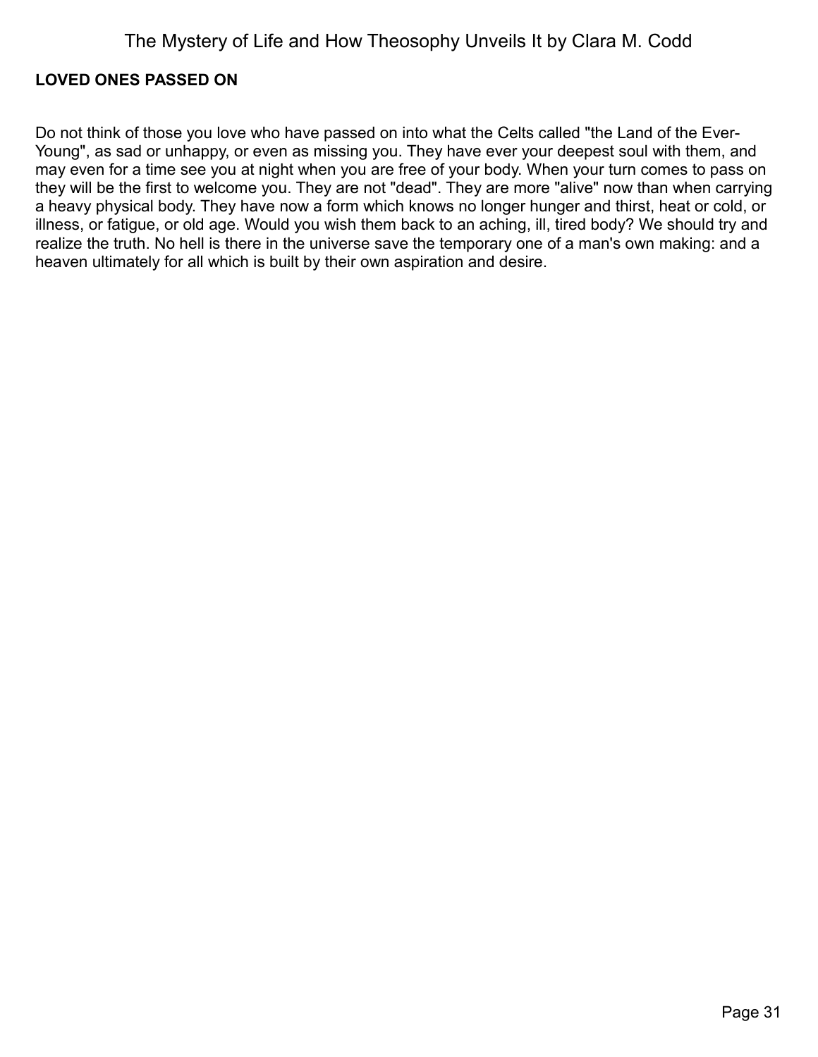## LOVED ONES PASSED ON

Do not think of those you love who have passed on into what the Celts called "the Land of the Ever-Young", as sad or unhappy, or even as missing you. They have ever your deepest soul with them, and may even for a time see you at night when you are free of your body. When your turn comes to pass on they will be the first to welcome you. They are not "dead". They are more "alive" now than when carrying a heavy physical body. They have now a form which knows no longer hunger and thirst, heat or cold, or illness, or fatigue, or old age. Would you wish them back to an aching, ill, tired body? We should try and realize the truth. No hell is there in the universe save the temporary one of a man's own making: and a heaven ultimately for all which is built by their own aspiration and desire.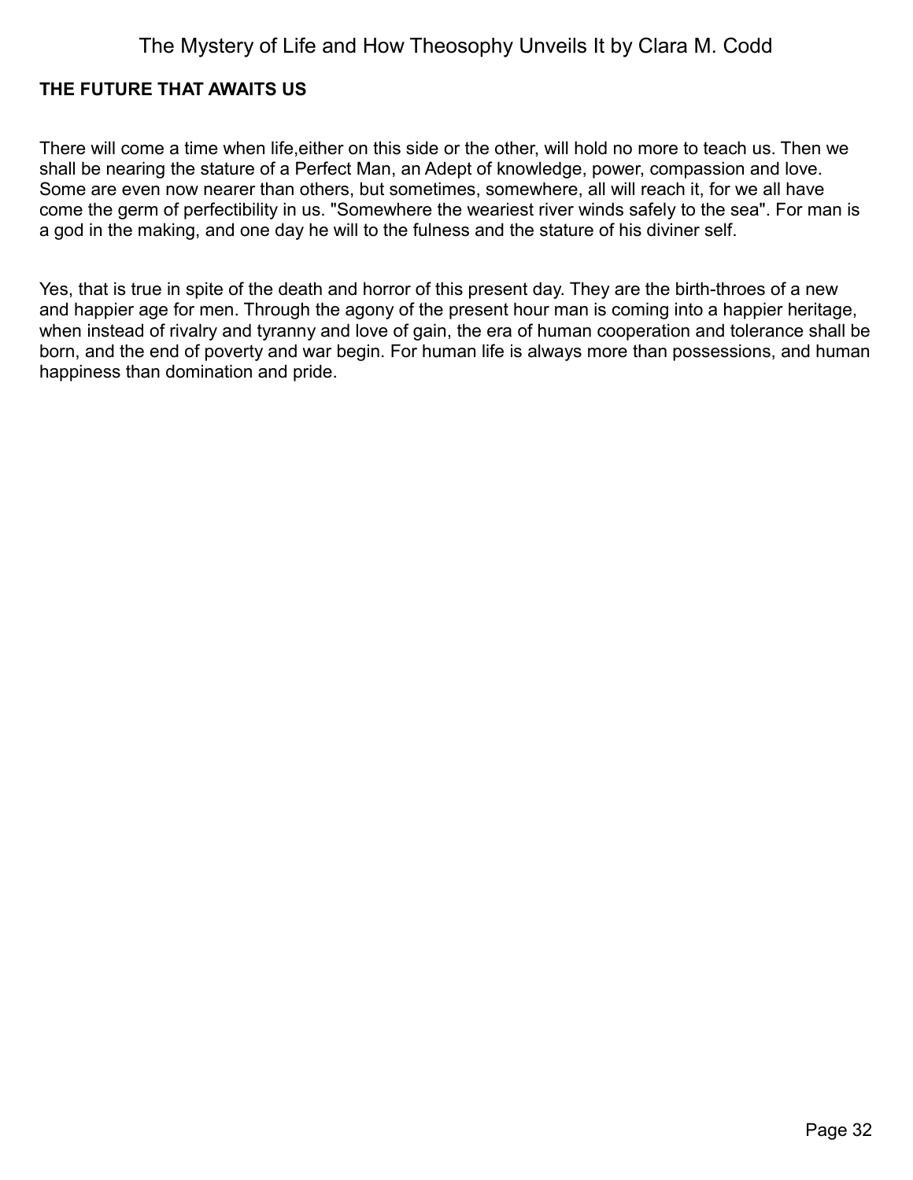**THE FUTURE THAT AWAITS US**

There will come a time when life,either on this side or the other, will hold no more to teach us. Then we shall be nearing the stature of a Perfect Man, an Adept of knowledge, power, compassion and love. Some are even now nearer than others, but sometimes, somewhere, all will reach it, for we all have come the germ of perfectibility in us. "Somewhere the weariest river winds safely to the sea". For man is a god in the making, and one day he will to the fulness and the stature of his diviner self.

Yes, that is true in spite of the death and horror of this present day. They are the birth-throes of a new and happier age for men. Through the agony of the present hour man is coming into a happier heritage, when instead of rivalry and tyranny and love of gain, the era of human cooperation and tolerance shall be born, and the end of poverty and war begin. For human life is always more than possessions, and human happiness than domination and pride.